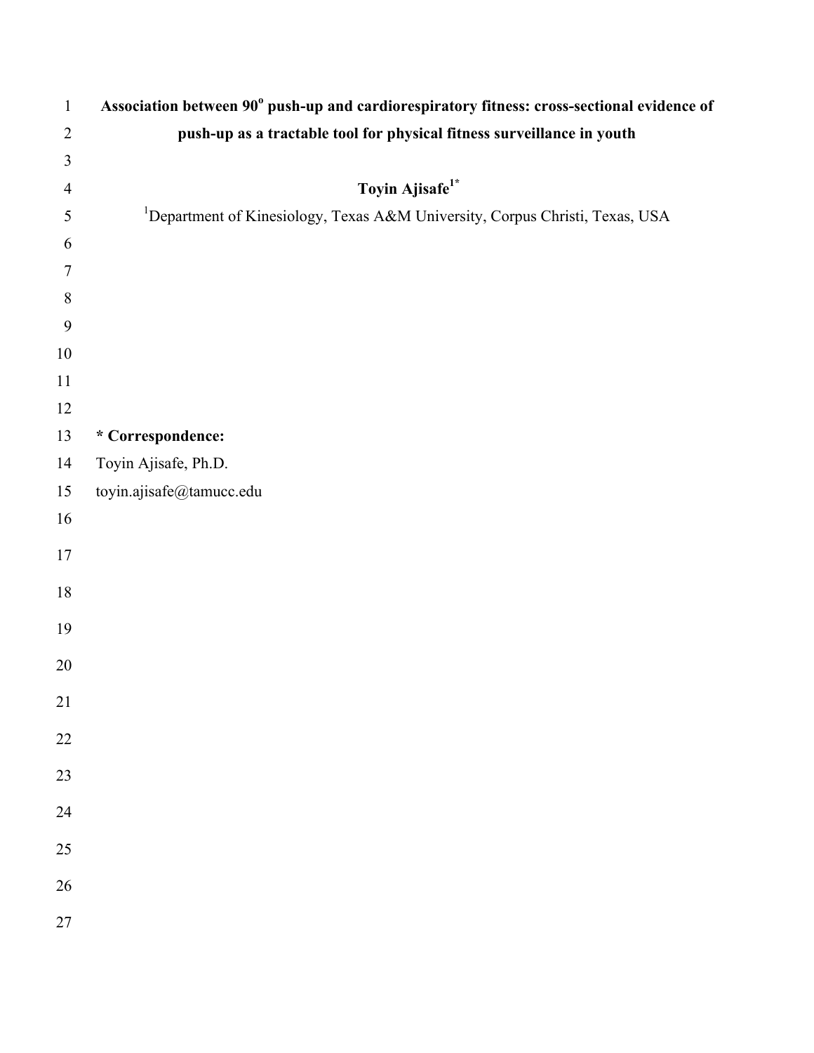# Association between 90$^{o}$ push-up and cardiorespiratory fitness: cross-sectional evidence of push-up as a tractable tool for physical fitness surveillance in youth

**Toyin Ajisafe**[1*]

[1]Department of Kinesiology, Texas A&M University, Corpus Christi, Texas, USA

**\* Correspondence:**

Toyin Ajisafe, Ph.D.

toyin.ajisafe@tamucc.edu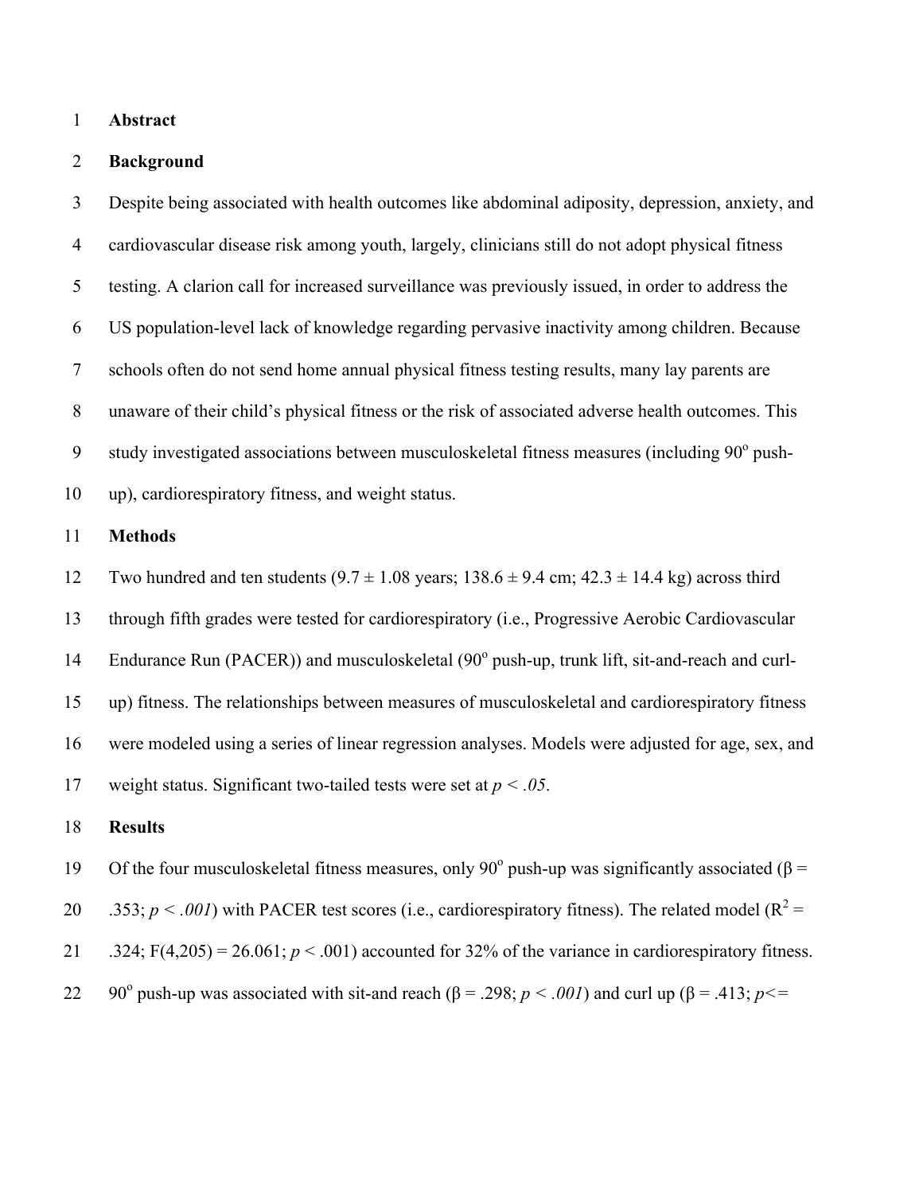# Abstract

## Background

Despite being associated with health outcomes like abdominal adiposity, depression, anxiety, and cardiovascular disease risk among youth, largely, clinicians still do not adopt physical fitness testing. A clarion call for increased surveillance was previously issued, in order to address the US population-level lack of knowledge regarding pervasive inactivity among children. Because schools often do not send home annual physical fitness testing results, many lay parents are unaware of their child's physical fitness or the risk of associated adverse health outcomes. This study investigated associations between musculoskeletal fitness measures (including 90$^{o}$ push-up), cardiorespiratory fitness, and weight status.

## Methods

Two hundred and ten students (9.7 ± 1.08 years; 138.6 ± 9.4 cm; 42.3 ± 14.4 kg) across third through fifth grades were tested for cardiorespiratory (i.e., Progressive Aerobic Cardiovascular Endurance Run (PACER)) and musculoskeletal (90$^{o}$ push-up, trunk lift, sit-and-reach and curl-up) fitness. The relationships between measures of musculoskeletal and cardiorespiratory fitness were modeled using a series of linear regression analyses. Models were adjusted for age, sex, and weight status. Significant two-tailed tests were set at $p < .05$.

## Results

Of the four musculoskeletal fitness measures, only 90$^{o}$ push-up was significantly associated ($\beta$ = .353; $p < .001$) with PACER test scores (i.e., cardiorespiratory fitness). The related model ($R^2$ = .324; $F(4,205) = 26.061$; $p < .001$) accounted for 32% of the variance in cardiorespiratory fitness. 90$^{o}$ push-up was associated with sit-and reach ($\beta$ = .298; $p < .001$) and curl up ($\beta$ = .413; $p <=$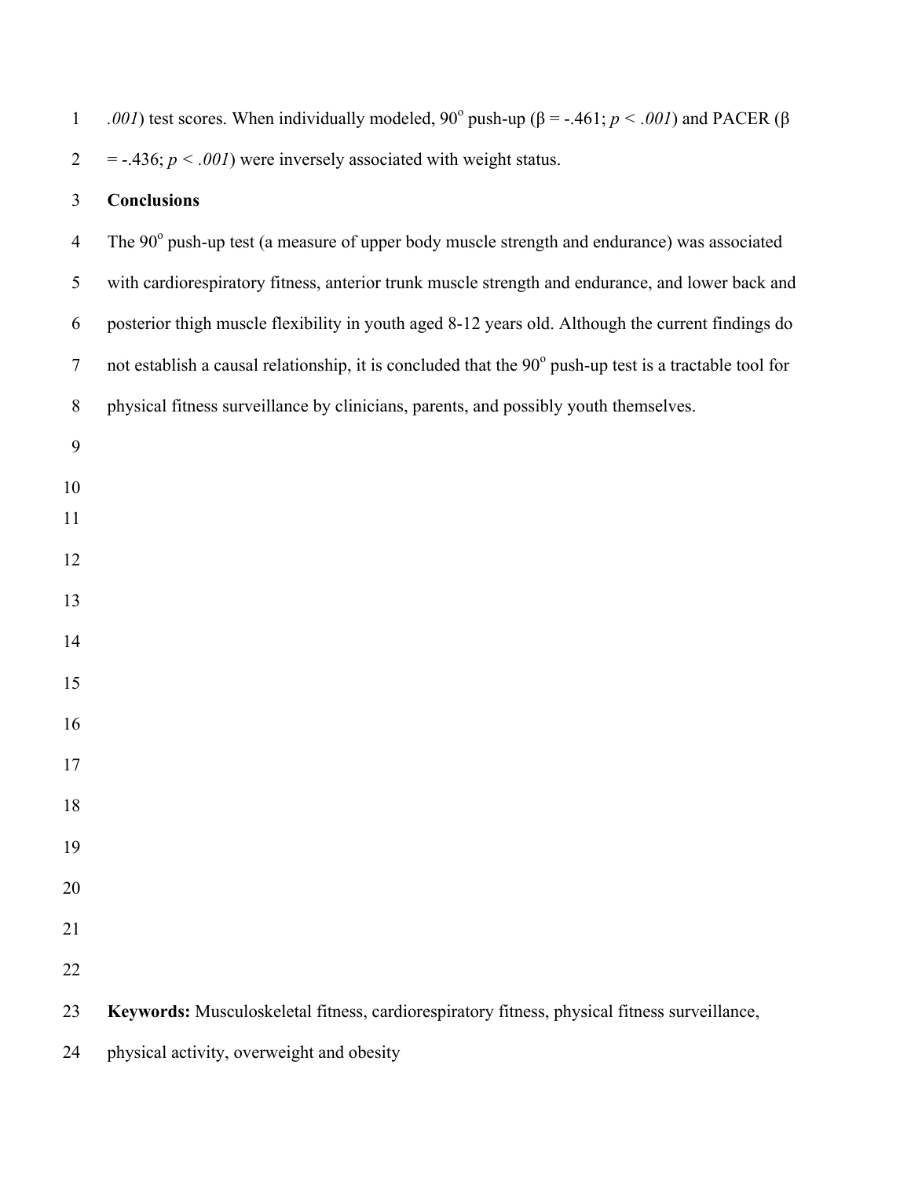*.001*) test scores. When individually modeled, 90$^{o}$ push-up (β = -.461; $p < .001$) and PACER (β = -.436; $p < .001$) were inversely associated with weight status.

**Conclusions**

The 90$^{o}$ push-up test (a measure of upper body muscle strength and endurance) was associated with cardiorespiratory fitness, anterior trunk muscle strength and endurance, and lower back and posterior thigh muscle flexibility in youth aged 8-12 years old. Although the current findings do not establish a causal relationship, it is concluded that the 90$^{o}$ push-up test is a tractable tool for physical fitness surveillance by clinicians, parents, and possibly youth themselves.

**Keywords:** Musculoskeletal fitness, cardiorespiratory fitness, physical fitness surveillance, physical activity, overweight and obesity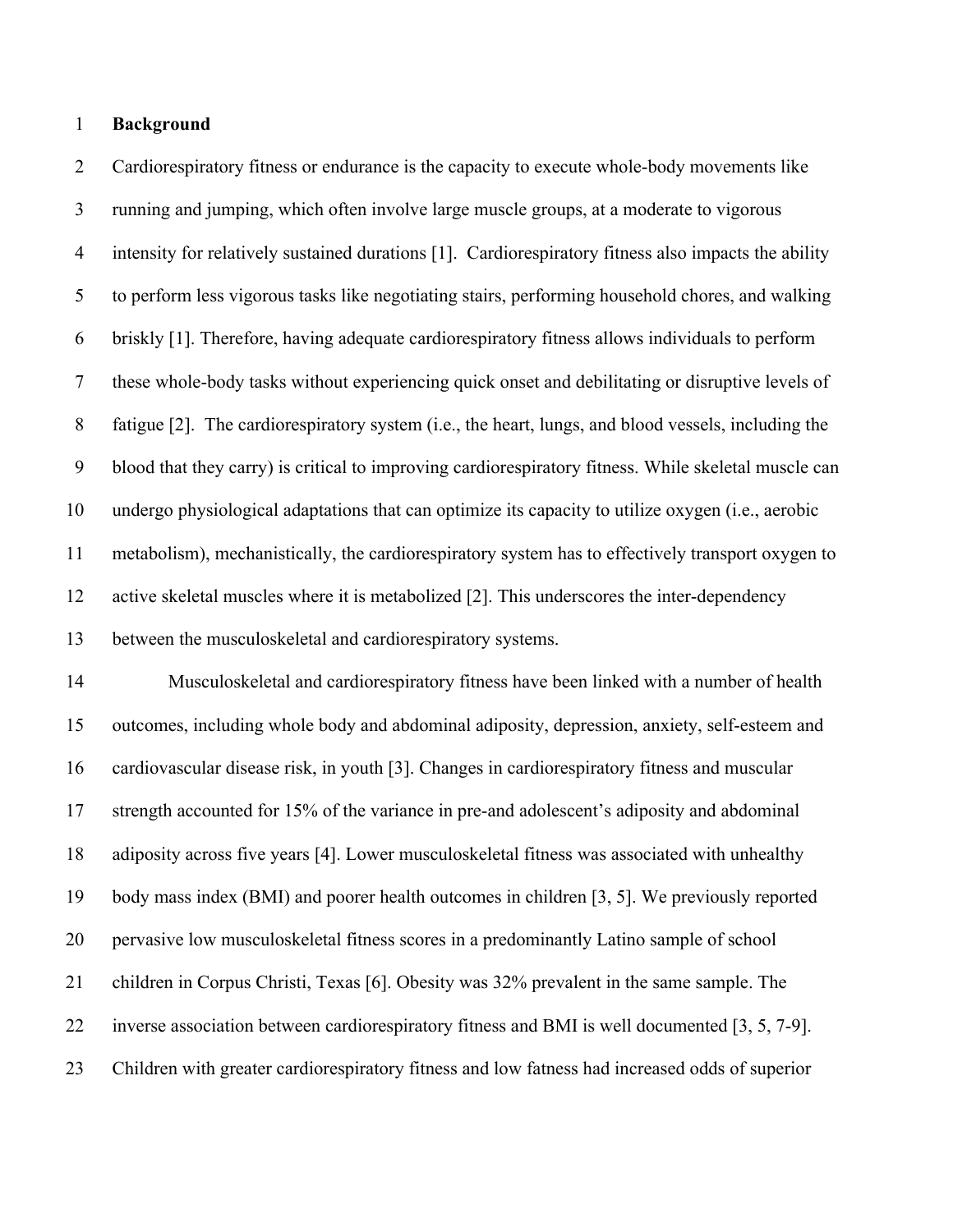## Background

Cardiorespiratory fitness or endurance is the capacity to execute whole-body movements like running and jumping, which often involve large muscle groups, at a moderate to vigorous intensity for relatively sustained durations [1]. Cardiorespiratory fitness also impacts the ability to perform less vigorous tasks like negotiating stairs, performing household chores, and walking briskly [1]. Therefore, having adequate cardiorespiratory fitness allows individuals to perform these whole-body tasks without experiencing quick onset and debilitating or disruptive levels of fatigue [2]. The cardiorespiratory system (i.e., the heart, lungs, and blood vessels, including the blood that they carry) is critical to improving cardiorespiratory fitness. While skeletal muscle can undergo physiological adaptations that can optimize its capacity to utilize oxygen (i.e., aerobic metabolism), mechanistically, the cardiorespiratory system has to effectively transport oxygen to active skeletal muscles where it is metabolized [2]. This underscores the inter-dependency between the musculoskeletal and cardiorespiratory systems.

Musculoskeletal and cardiorespiratory fitness have been linked with a number of health outcomes, including whole body and abdominal adiposity, depression, anxiety, self-esteem and cardiovascular disease risk, in youth [3]. Changes in cardiorespiratory fitness and muscular strength accounted for 15% of the variance in pre-and adolescent's adiposity and abdominal adiposity across five years [4]. Lower musculoskeletal fitness was associated with unhealthy body mass index (BMI) and poorer health outcomes in children [3, 5]. We previously reported pervasive low musculoskeletal fitness scores in a predominantly Latino sample of school children in Corpus Christi, Texas [6]. Obesity was 32% prevalent in the same sample. The inverse association between cardiorespiratory fitness and BMI is well documented [3, 5, 7-9]. Children with greater cardiorespiratory fitness and low fatness had increased odds of superior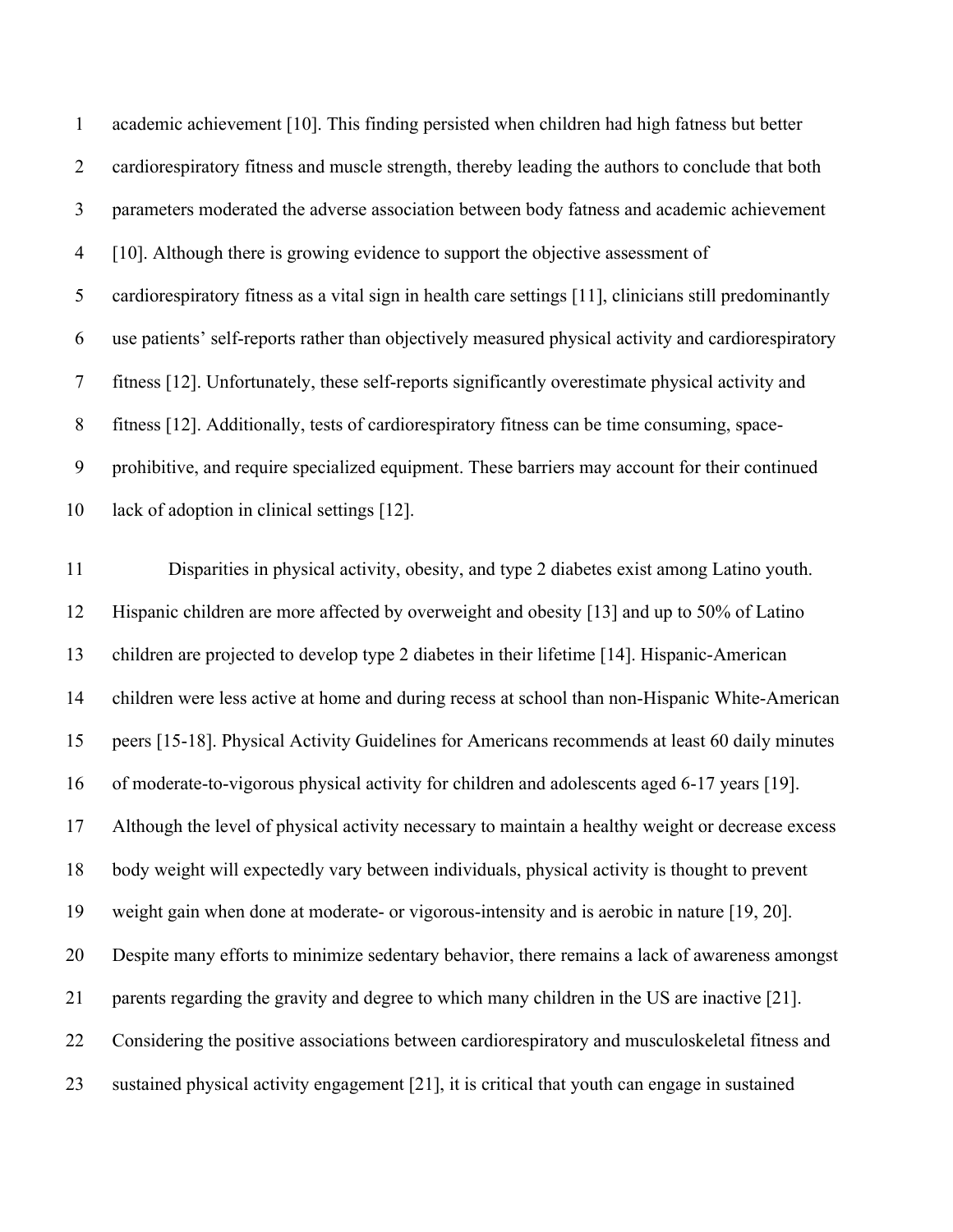academic achievement [10]. This finding persisted when children had high fatness but better cardiorespiratory fitness and muscle strength, thereby leading the authors to conclude that both parameters moderated the adverse association between body fatness and academic achievement [10]. Although there is growing evidence to support the objective assessment of cardiorespiratory fitness as a vital sign in health care settings [11], clinicians still predominantly use patients' self-reports rather than objectively measured physical activity and cardiorespiratory fitness [12]. Unfortunately, these self-reports significantly overestimate physical activity and fitness [12]. Additionally, tests of cardiorespiratory fitness can be time consuming, space-prohibitive, and require specialized equipment. These barriers may account for their continued lack of adoption in clinical settings [12].

Disparities in physical activity, obesity, and type 2 diabetes exist among Latino youth. Hispanic children are more affected by overweight and obesity [13] and up to 50% of Latino children are projected to develop type 2 diabetes in their lifetime [14]. Hispanic-American children were less active at home and during recess at school than non-Hispanic White-American peers [15-18]. Physical Activity Guidelines for Americans recommends at least 60 daily minutes of moderate-to-vigorous physical activity for children and adolescents aged 6-17 years [19]. Although the level of physical activity necessary to maintain a healthy weight or decrease excess body weight will expectedly vary between individuals, physical activity is thought to prevent weight gain when done at moderate- or vigorous-intensity and is aerobic in nature [19, 20]. Despite many efforts to minimize sedentary behavior, there remains a lack of awareness amongst parents regarding the gravity and degree to which many children in the US are inactive [21]. Considering the positive associations between cardiorespiratory and musculoskeletal fitness and sustained physical activity engagement [21], it is critical that youth can engage in sustained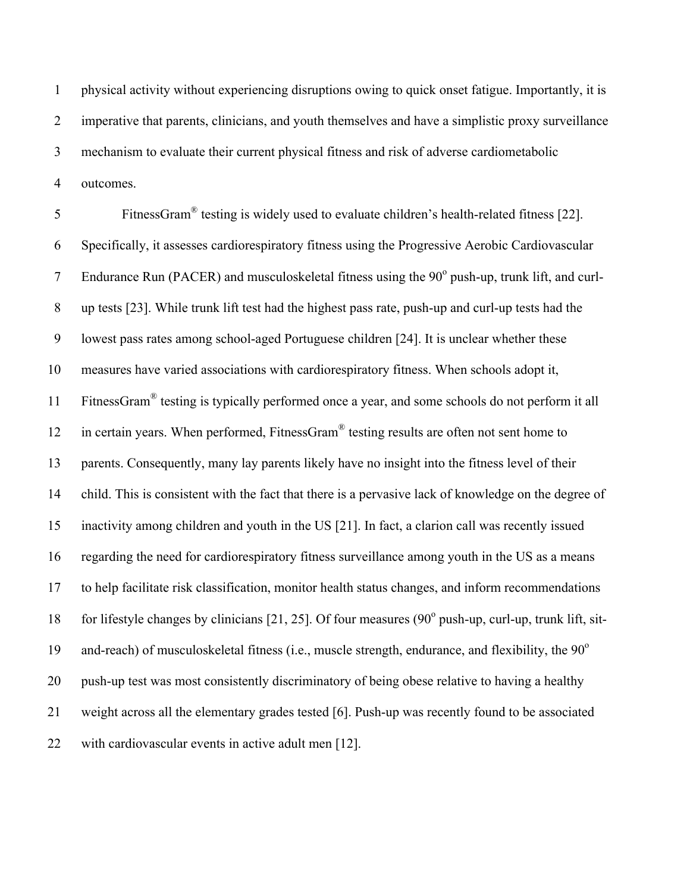physical activity without experiencing disruptions owing to quick onset fatigue. Importantly, it is imperative that parents, clinicians, and youth themselves and have a simplistic proxy surveillance mechanism to evaluate their current physical fitness and risk of adverse cardiometabolic outcomes.

FitnessGram® testing is widely used to evaluate children's health-related fitness [22]. Specifically, it assesses cardiorespiratory fitness using the Progressive Aerobic Cardiovascular Endurance Run (PACER) and musculoskeletal fitness using the 90° push-up, trunk lift, and curl-up tests [23]. While trunk lift test had the highest pass rate, push-up and curl-up tests had the lowest pass rates among school-aged Portuguese children [24]. It is unclear whether these measures have varied associations with cardiorespiratory fitness. When schools adopt it, FitnessGram® testing is typically performed once a year, and some schools do not perform it all in certain years. When performed, FitnessGram® testing results are often not sent home to parents. Consequently, many lay parents likely have no insight into the fitness level of their child. This is consistent with the fact that there is a pervasive lack of knowledge on the degree of inactivity among children and youth in the US [21]. In fact, a clarion call was recently issued regarding the need for cardiorespiratory fitness surveillance among youth in the US as a means to help facilitate risk classification, monitor health status changes, and inform recommendations for lifestyle changes by clinicians [21, 25]. Of four measures (90° push-up, curl-up, trunk lift, sit-and-reach) of musculoskeletal fitness (i.e., muscle strength, endurance, and flexibility, the 90° push-up test was most consistently discriminatory of being obese relative to having a healthy weight across all the elementary grades tested [6]. Push-up was recently found to be associated with cardiovascular events in active adult men [12].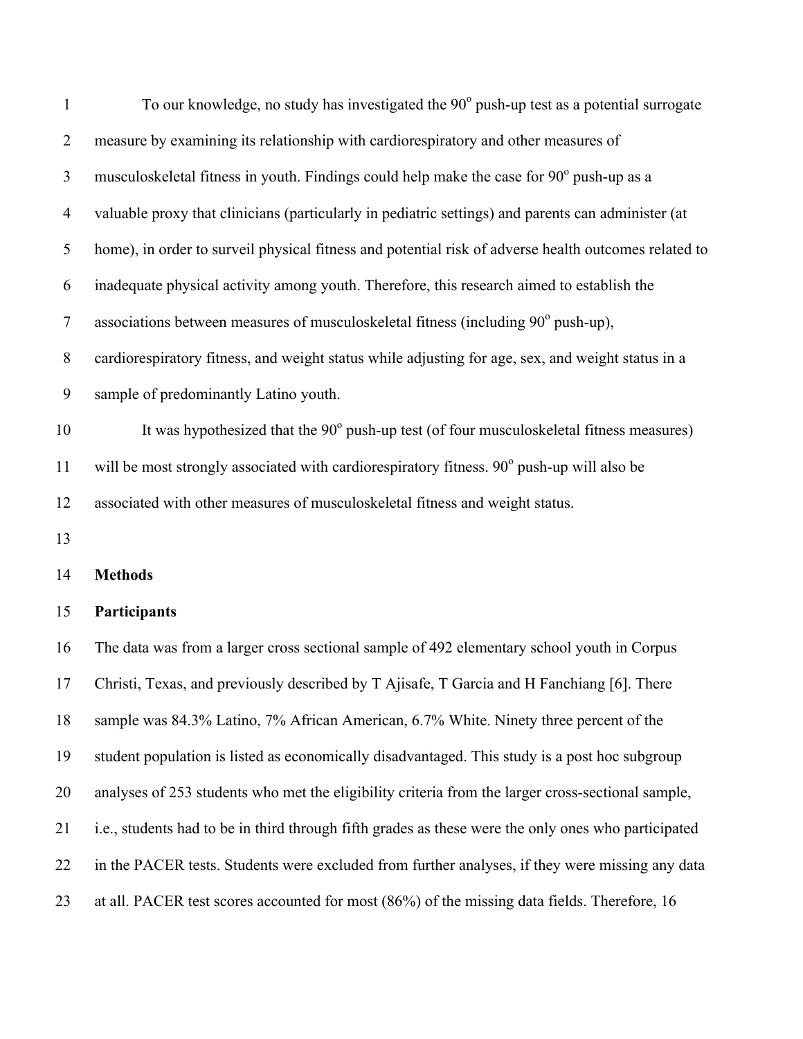To our knowledge, no study has investigated the 90° push-up test as a potential surrogate measure by examining its relationship with cardiorespiratory and other measures of musculoskeletal fitness in youth. Findings could help make the case for 90° push-up as a valuable proxy that clinicians (particularly in pediatric settings) and parents can administer (at home), in order to surveil physical fitness and potential risk of adverse health outcomes related to inadequate physical activity among youth. Therefore, this research aimed to establish the associations between measures of musculoskeletal fitness (including 90° push-up), cardiorespiratory fitness, and weight status while adjusting for age, sex, and weight status in a sample of predominantly Latino youth.

It was hypothesized that the 90° push-up test (of four musculoskeletal fitness measures) will be most strongly associated with cardiorespiratory fitness. 90° push-up will also be associated with other measures of musculoskeletal fitness and weight status.

## Methods

### Participants

The data was from a larger cross sectional sample of 492 elementary school youth in Corpus Christi, Texas, and previously described by T Ajisafe, T Garcia and H Fanchiang [6]. There sample was 84.3% Latino, 7% African American, 6.7% White. Ninety three percent of the student population is listed as economically disadvantaged. This study is a post hoc subgroup analyses of 253 students who met the eligibility criteria from the larger cross-sectional sample, i.e., students had to be in third through fifth grades as these were the only ones who participated in the PACER tests. Students were excluded from further analyses, if they were missing any data at all. PACER test scores accounted for most (86%) of the missing data fields. Therefore, 16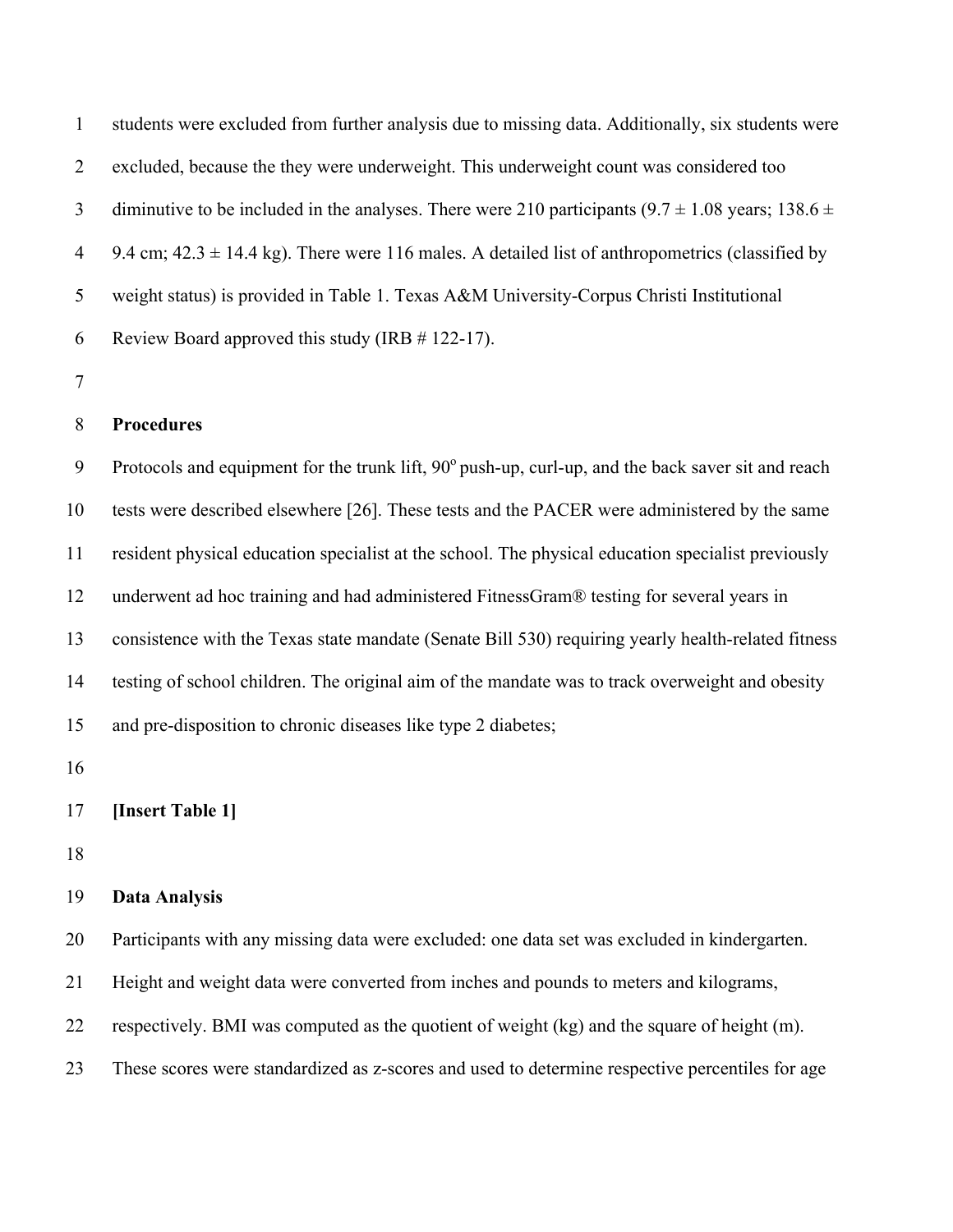students were excluded from further analysis due to missing data. Additionally, six students were excluded, because the they were underweight. This underweight count was considered too diminutive to be included in the analyses. There were 210 participants (9.7 ± 1.08 years; 138.6 ± 9.4 cm; 42.3 ± 14.4 kg). There were 116 males. A detailed list of anthropometrics (classified by weight status) is provided in Table 1. Texas A&M University-Corpus Christi Institutional Review Board approved this study (IRB # 122-17).

## Procedures

Protocols and equipment for the trunk lift, 90° push-up, curl-up, and the back saver sit and reach tests were described elsewhere [26]. These tests and the PACER were administered by the same resident physical education specialist at the school. The physical education specialist previously underwent ad hoc training and had administered FitnessGram® testing for several years in consistence with the Texas state mandate (Senate Bill 530) requiring yearly health-related fitness testing of school children. The original aim of the mandate was to track overweight and obesity and pre-disposition to chronic diseases like type 2 diabetes;

**[Insert Table 1]**

## Data Analysis

Participants with any missing data were excluded: one data set was excluded in kindergarten. Height and weight data were converted from inches and pounds to meters and kilograms, respectively. BMI was computed as the quotient of weight (kg) and the square of height (m). These scores were standardized as z-scores and used to determine respective percentiles for age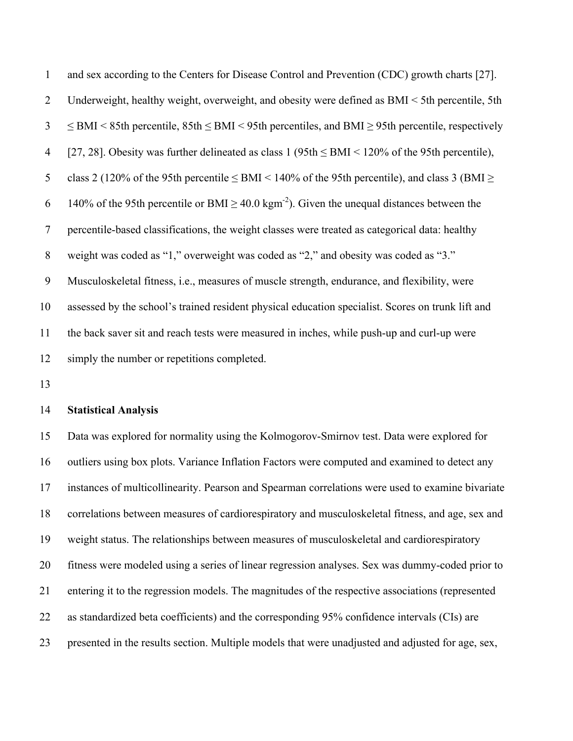and sex according to the Centers for Disease Control and Prevention (CDC) growth charts [27]. Underweight, healthy weight, overweight, and obesity were defined as BMI < 5th percentile, 5th ≤ BMI < 85th percentile, 85th ≤ BMI < 95th percentiles, and BMI ≥ 95th percentile, respectively [27, 28]. Obesity was further delineated as class 1 (95th ≤ BMI < 120% of the 95th percentile), class 2 (120% of the 95th percentile ≤ BMI < 140% of the 95th percentile), and class 3 (BMI ≥ 140% of the 95th percentile or BMI ≥ 40.0 $kgm^{-2}$). Given the unequal distances between the percentile-based classifications, the weight classes were treated as categorical data: healthy weight was coded as "1," overweight was coded as "2," and obesity was coded as "3." Musculoskeletal fitness, i.e., measures of muscle strength, endurance, and flexibility, were assessed by the school's trained resident physical education specialist. Scores on trunk lift and the back saver sit and reach tests were measured in inches, while push-up and curl-up were simply the number or repetitions completed.

## Statistical Analysis

Data was explored for normality using the Kolmogorov-Smirnov test. Data were explored for outliers using box plots. Variance Inflation Factors were computed and examined to detect any instances of multicollinearity. Pearson and Spearman correlations were used to examine bivariate correlations between measures of cardiorespiratory and musculoskeletal fitness, and age, sex and weight status. The relationships between measures of musculoskeletal and cardiorespiratory fitness were modeled using a series of linear regression analyses. Sex was dummy-coded prior to entering it to the regression models. The magnitudes of the respective associations (represented as standardized beta coefficients) and the corresponding 95% confidence intervals (CIs) are presented in the results section. Multiple models that were unadjusted and adjusted for age, sex,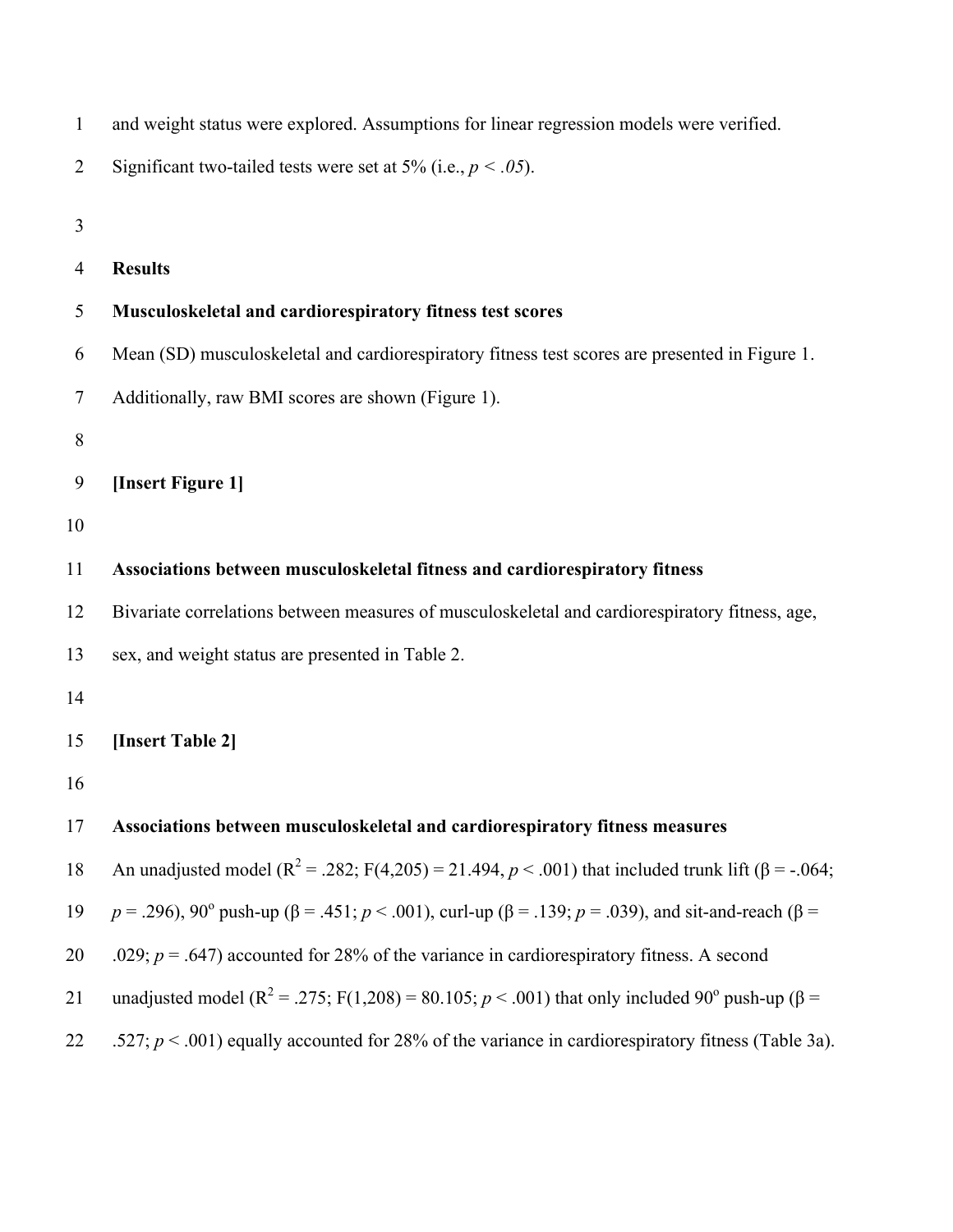and weight status were explored. Assumptions for linear regression models were verified. Significant two-tailed tests were set at 5% (i.e., $p < .05$).

## Results

### Musculoskeletal and cardiorespiratory fitness test scores

Mean (SD) musculoskeletal and cardiorespiratory fitness test scores are presented in Figure 1. Additionally, raw BMI scores are shown (Figure 1).

**[Insert Figure 1]**

### Associations between musculoskeletal fitness and cardiorespiratory fitness

Bivariate correlations between measures of musculoskeletal and cardiorespiratory fitness, age, sex, and weight status are presented in Table 2.

**[Insert Table 2]**

### Associations between musculoskeletal and cardiorespiratory fitness measures

An unadjusted model ($R^2 = .282$; $F(4,205) = 21.494$, $p < .001$) that included trunk lift ($\beta = -.064$; $p = .296$), 90° push-up ($\beta = .451$; $p < .001$), curl-up ($\beta = .139$; $p = .039$), and sit-and-reach ($\beta = .029$; $p = .647$) accounted for 28% of the variance in cardiorespiratory fitness. A second unadjusted model ($R^2 = .275$; $F(1,208) = 80.105$; $p < .001$) that only included 90° push-up ($\beta = .527$; $p < .001$) equally accounted for 28% of the variance in cardiorespiratory fitness (Table 3a).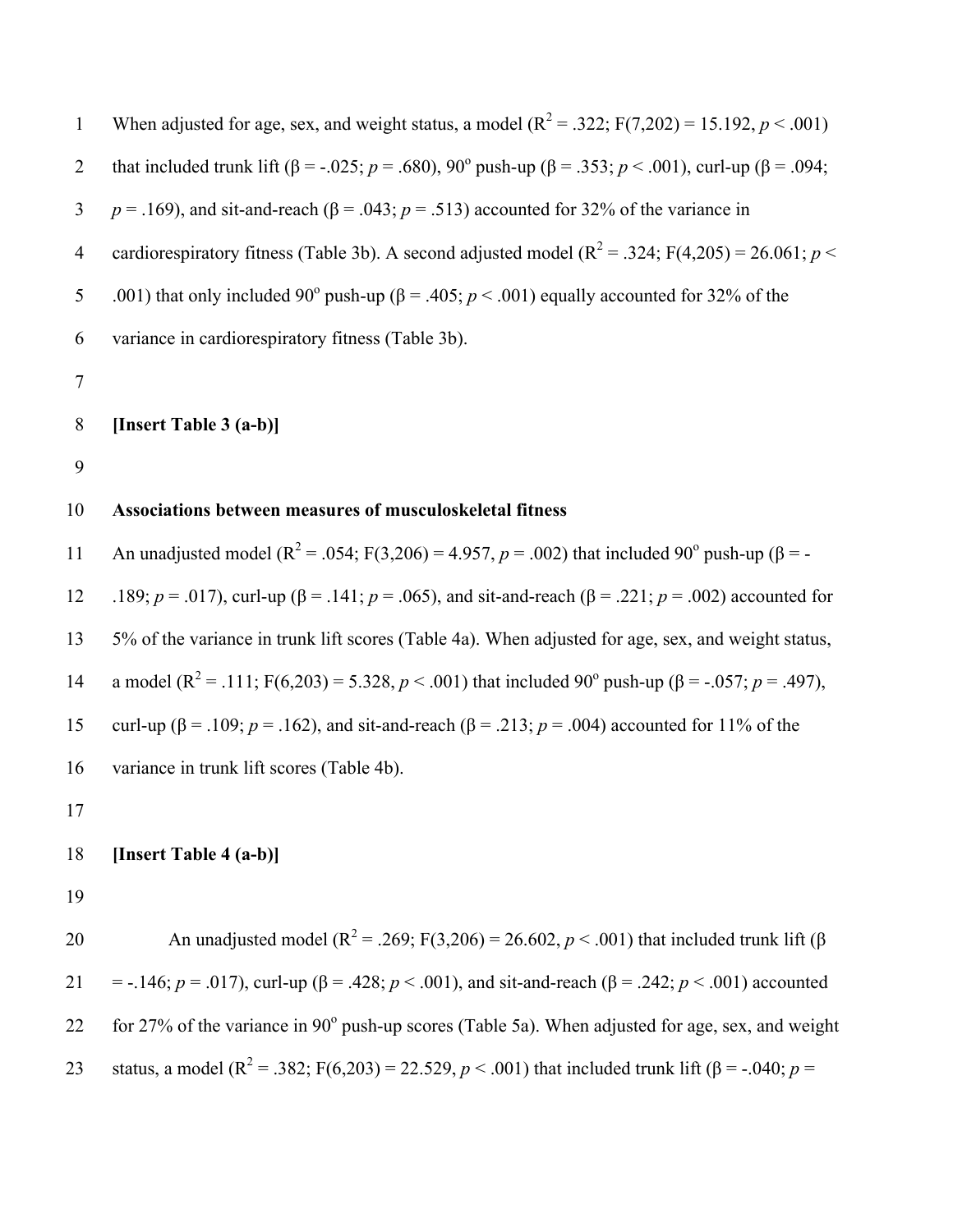When adjusted for age, sex, and weight status, a model ($R^2$ = .322; $F(7,202)$ = 15.192, $p$ < .001) that included trunk lift (β = -.025; $p$ = .680), 90° push-up (β = .353; $p$ < .001), curl-up (β = .094; $p$ = .169), and sit-and-reach (β = .043; $p$ = .513) accounted for 32% of the variance in cardiorespiratory fitness (Table 3b). A second adjusted model ($R^2$ = .324; $F(4,205)$ = 26.061; $p$ < .001) that only included 90° push-up (β = .405; $p$ < .001) equally accounted for 32% of the variance in cardiorespiratory fitness (Table 3b).

**[Insert Table 3 (a-b)]**

**Associations between measures of musculoskeletal fitness**

An unadjusted model ($R^2$ = .054; $F(3,206)$ = 4.957, $p$ = .002) that included 90° push-up (β = -.189; $p$ = .017), curl-up (β = .141; $p$ = .065), and sit-and-reach (β = .221; $p$ = .002) accounted for 5% of the variance in trunk lift scores (Table 4a). When adjusted for age, sex, and weight status, a model ($R^2$ = .111; $F(6,203)$ = 5.328, $p$ < .001) that included 90° push-up (β = -.057; $p$ = .497), curl-up (β = .109; $p$ = .162), and sit-and-reach (β = .213; $p$ = .004) accounted for 11% of the variance in trunk lift scores (Table 4b).

**[Insert Table 4 (a-b)]**

An unadjusted model ($R^2$ = .269; $F(3,206)$ = 26.602, $p$ < .001) that included trunk lift (β = -.146; $p$ = .017), curl-up (β = .428; $p$ < .001), and sit-and-reach (β = .242; $p$ < .001) accounted for 27% of the variance in 90° push-up scores (Table 5a). When adjusted for age, sex, and weight status, a model ($R^2$ = .382; $F(6,203)$ = 22.529, $p$ < .001) that included trunk lift (β = -.040; $p$ =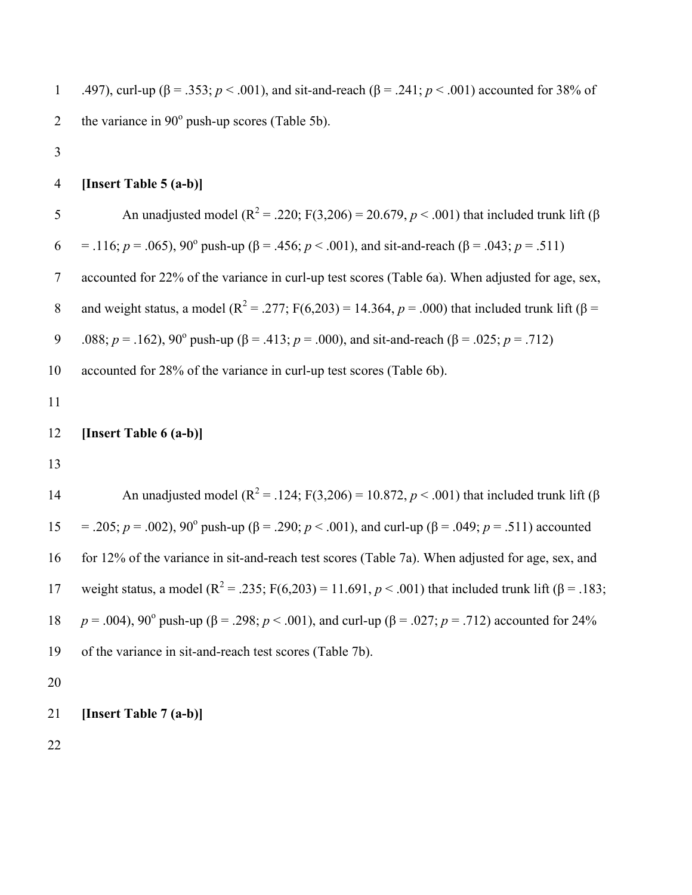.497), curl-up (β = .353; $p < .001$), and sit-and-reach (β = .241; $p < .001$) accounted for 38% of the variance in 90° push-up scores (Table 5b).

**[Insert Table 5 (a-b)]**

An unadjusted model ($R^2 = .220$; $F(3,206) = 20.679$, $p < .001$) that included trunk lift (β = .116; $p = .065$), 90° push-up (β = .456; $p < .001$), and sit-and-reach (β = .043; $p = .511$) accounted for 22% of the variance in curl-up test scores (Table 6a). When adjusted for age, sex, and weight status, a model ($R^2 = .277$; $F(6,203) = 14.364$, $p = .000$) that included trunk lift (β = .088; $p = .162$), 90° push-up (β = .413; $p = .000$), and sit-and-reach (β = .025; $p = .712$) accounted for 28% of the variance in curl-up test scores (Table 6b).

**[Insert Table 6 (a-b)]**

An unadjusted model ($R^2 = .124$; $F(3,206) = 10.872$, $p < .001$) that included trunk lift (β = .205; $p = .002$), 90° push-up (β = .290; $p < .001$), and curl-up (β = .049; $p = .511$) accounted for 12% of the variance in sit-and-reach test scores (Table 7a). When adjusted for age, sex, and weight status, a model ($R^2 = .235$; $F(6,203) = 11.691$, $p < .001$) that included trunk lift (β = .183; $p = .004$), 90° push-up (β = .298; $p < .001$), and curl-up (β = .027; $p = .712$) accounted for 24% of the variance in sit-and-reach test scores (Table 7b).

**[Insert Table 7 (a-b)]**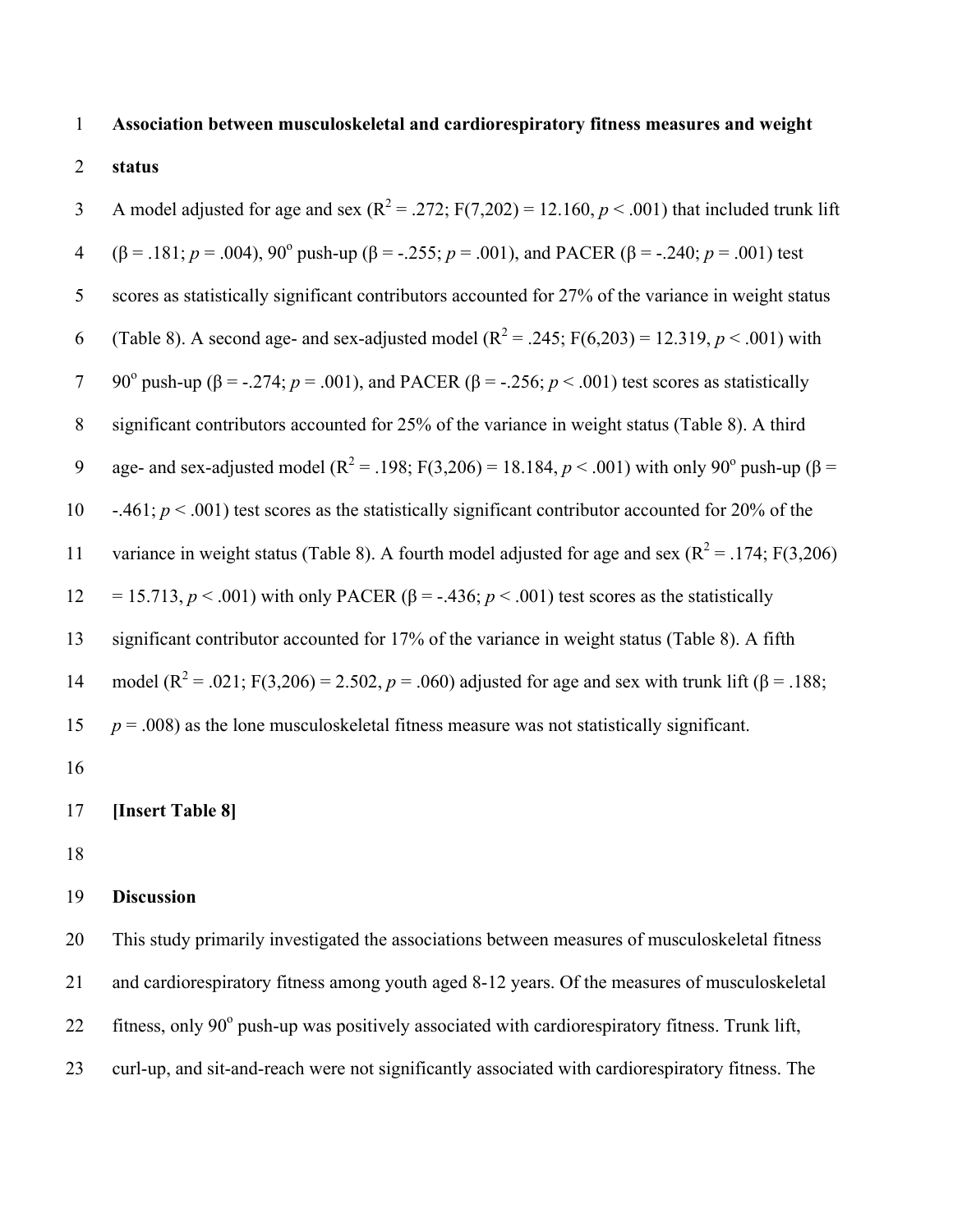**Association between musculoskeletal and cardiorespiratory fitness measures and weight status**

A model adjusted for age and sex ($R^2 = .272$; $F(7,202) = 12.160$, $p < .001$) that included trunk lift ($\beta = .181$; $p = .004$), 90° push-up ($\beta = -.255$; $p = .001$), and PACER ($\beta = -.240$; $p = .001$) test scores as statistically significant contributors accounted for 27% of the variance in weight status (Table 8). A second age- and sex-adjusted model ($R^2 = .245$; $F(6,203) = 12.319$, $p < .001$) with 90° push-up ($\beta = -.274$; $p = .001$), and PACER ($\beta = -.256$; $p < .001$) test scores as statistically significant contributors accounted for 25% of the variance in weight status (Table 8). A third age- and sex-adjusted model ($R^2 = .198$; $F(3,206) = 18.184$, $p < .001$) with only 90° push-up ($\beta = -.461$; $p < .001$) test scores as the statistically significant contributor accounted for 20% of the variance in weight status (Table 8). A fourth model adjusted for age and sex ($R^2 = .174$; $F(3,206) = 15.713$, $p < .001$) with only PACER ($\beta = -.436$; $p < .001$) test scores as the statistically significant contributor accounted for 17% of the variance in weight status (Table 8). A fifth model ($R^2 = .021$; $F(3,206) = 2.502$, $p = .060$) adjusted for age and sex with trunk lift ($\beta = .188$; $p = .008$) as the lone musculoskeletal fitness measure was not statistically significant.

**[Insert Table 8]**

**Discussion**

This study primarily investigated the associations between measures of musculoskeletal fitness and cardiorespiratory fitness among youth aged 8-12 years. Of the measures of musculoskeletal fitness, only 90° push-up was positively associated with cardiorespiratory fitness. Trunk lift, curl-up, and sit-and-reach were not significantly associated with cardiorespiratory fitness. The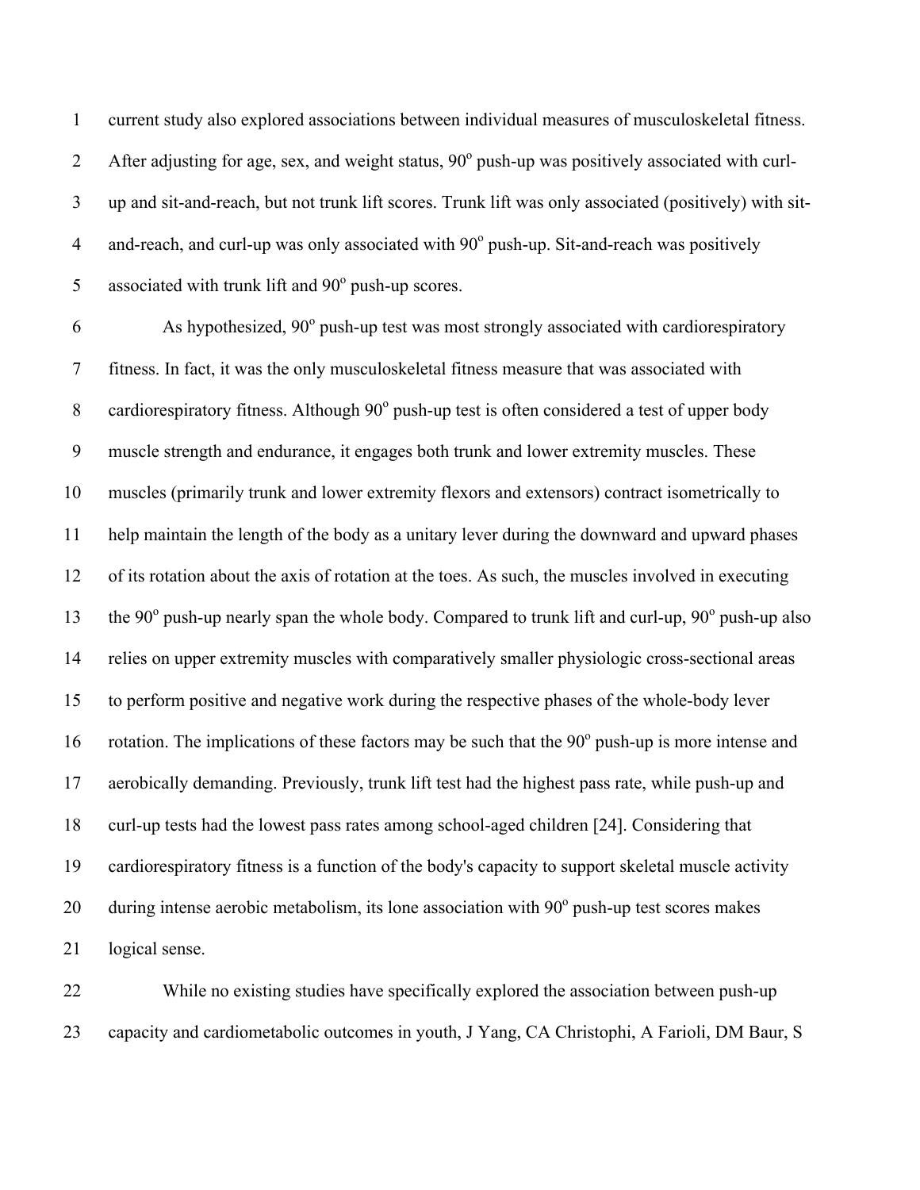current study also explored associations between individual measures of musculoskeletal fitness. After adjusting for age, sex, and weight status, 90$^{o}$ push-up was positively associated with curl-up and sit-and-reach, but not trunk lift scores. Trunk lift was only associated (positively) with sit-and-reach, and curl-up was only associated with 90$^{o}$ push-up. Sit-and-reach was positively associated with trunk lift and 90$^{o}$ push-up scores.

As hypothesized, 90$^{o}$ push-up test was most strongly associated with cardiorespiratory fitness. In fact, it was the only musculoskeletal fitness measure that was associated with cardiorespiratory fitness. Although 90$^{o}$ push-up test is often considered a test of upper body muscle strength and endurance, it engages both trunk and lower extremity muscles. These muscles (primarily trunk and lower extremity flexors and extensors) contract isometrically to help maintain the length of the body as a unitary lever during the downward and upward phases of its rotation about the axis of rotation at the toes. As such, the muscles involved in executing the 90$^{o}$ push-up nearly span the whole body. Compared to trunk lift and curl-up, 90$^{o}$ push-up also relies on upper extremity muscles with comparatively smaller physiologic cross-sectional areas to perform positive and negative work during the respective phases of the whole-body lever rotation. The implications of these factors may be such that the 90$^{o}$ push-up is more intense and aerobically demanding. Previously, trunk lift test had the highest pass rate, while push-up and curl-up tests had the lowest pass rates among school-aged children [24]. Considering that cardiorespiratory fitness is a function of the body's capacity to support skeletal muscle activity during intense aerobic metabolism, its lone association with 90$^{o}$ push-up test scores makes logical sense.

While no existing studies have specifically explored the association between push-up capacity and cardiometabolic outcomes in youth, J Yang, CA Christophi, A Farioli, DM Baur, S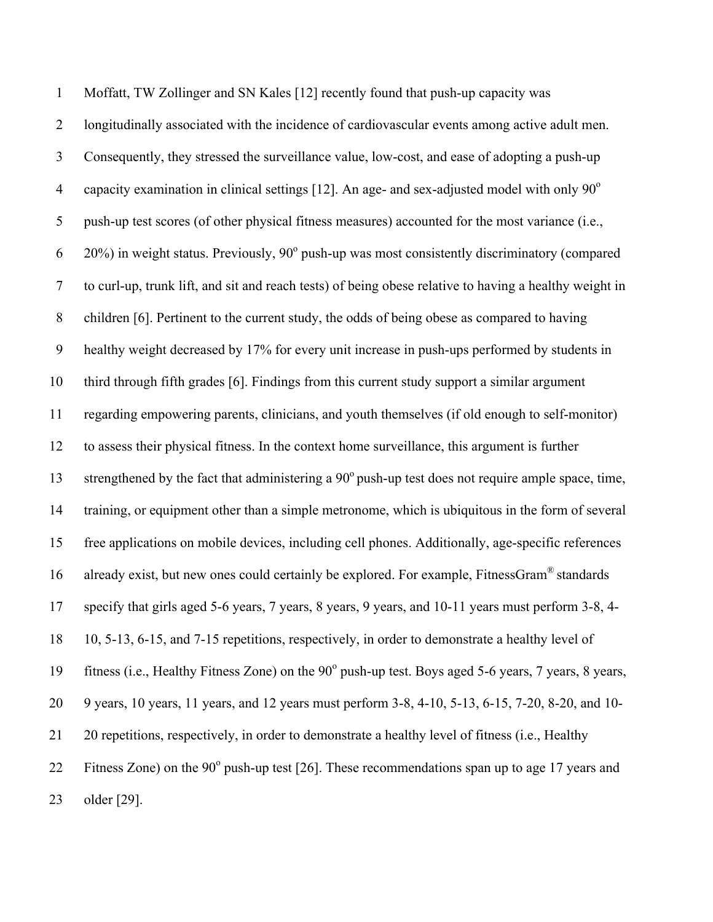Moffatt, TW Zollinger and SN Kales [12] recently found that push-up capacity was longitudinally associated with the incidence of cardiovascular events among active adult men. Consequently, they stressed the surveillance value, low-cost, and ease of adopting a push-up capacity examination in clinical settings [12]. An age- and sex-adjusted model with only 90$^{o}$ push-up test scores (of other physical fitness measures) accounted for the most variance (i.e., 20%) in weight status. Previously, 90$^{o}$ push-up was most consistently discriminatory (compared to curl-up, trunk lift, and sit and reach tests) of being obese relative to having a healthy weight in children [6]. Pertinent to the current study, the odds of being obese as compared to having healthy weight decreased by 17% for every unit increase in push-ups performed by students in third through fifth grades [6]. Findings from this current study support a similar argument regarding empowering parents, clinicians, and youth themselves (if old enough to self-monitor) to assess their physical fitness. In the context home surveillance, this argument is further strengthened by the fact that administering a 90$^{o}$ push-up test does not require ample space, time, training, or equipment other than a simple metronome, which is ubiquitous in the form of several free applications on mobile devices, including cell phones. Additionally, age-specific references already exist, but new ones could certainly be explored. For example, FitnessGram® standards specify that girls aged 5-6 years, 7 years, 8 years, 9 years, and 10-11 years must perform 3-8, 4-10, 5-13, 6-15, and 7-15 repetitions, respectively, in order to demonstrate a healthy level of fitness (i.e., Healthy Fitness Zone) on the 90$^{o}$ push-up test. Boys aged 5-6 years, 7 years, 8 years, 9 years, 10 years, 11 years, and 12 years must perform 3-8, 4-10, 5-13, 6-15, 7-20, 8-20, and 10-20 repetitions, respectively, in order to demonstrate a healthy level of fitness (i.e., Healthy Fitness Zone) on the 90$^{o}$ push-up test [26]. These recommendations span up to age 17 years and older [29].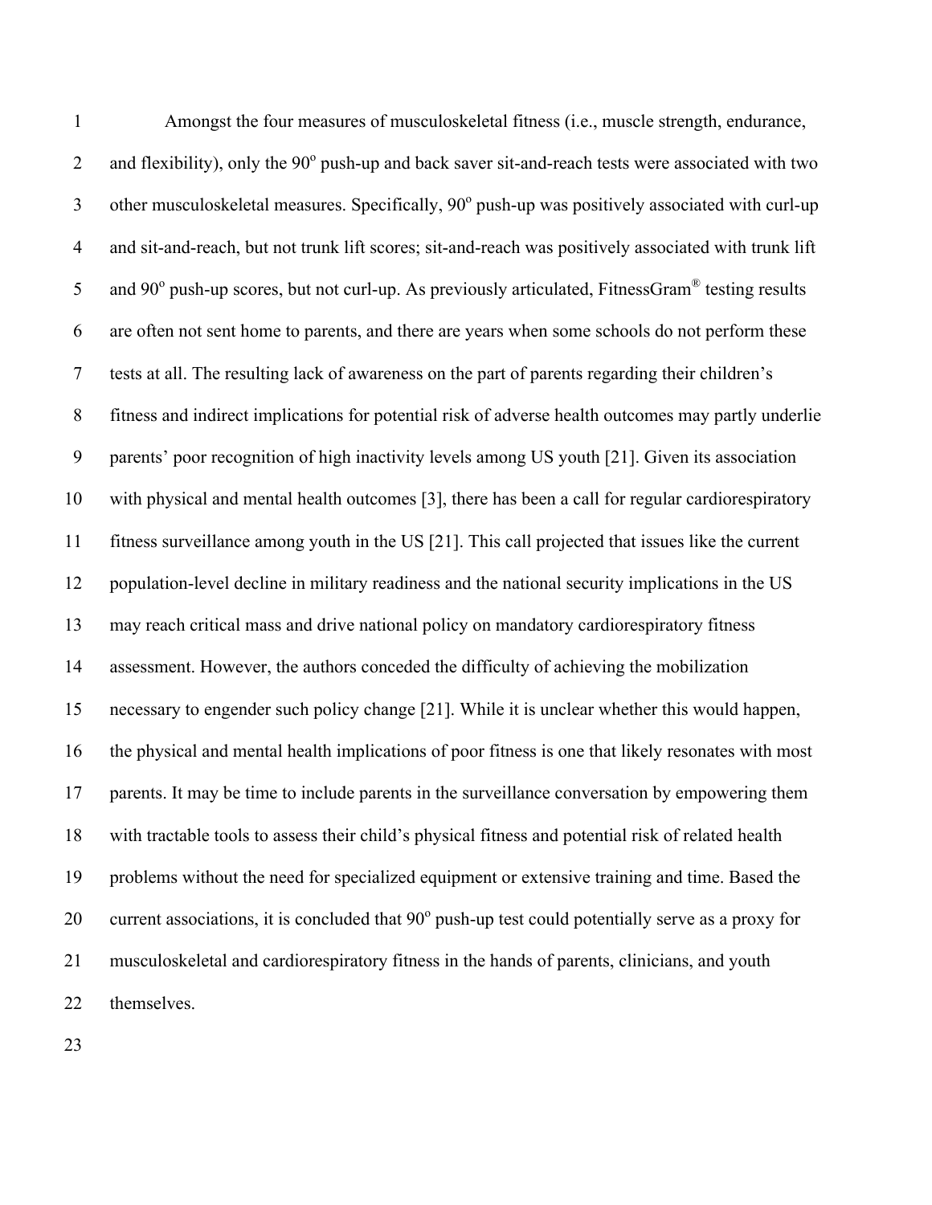Amongst the four measures of musculoskeletal fitness (i.e., muscle strength, endurance, and flexibility), only the 90° push-up and back saver sit-and-reach tests were associated with two other musculoskeletal measures. Specifically, 90° push-up was positively associated with curl-up and sit-and-reach, but not trunk lift scores; sit-and-reach was positively associated with trunk lift and 90° push-up scores, but not curl-up. As previously articulated, FitnessGram® testing results are often not sent home to parents, and there are years when some schools do not perform these tests at all. The resulting lack of awareness on the part of parents regarding their children's fitness and indirect implications for potential risk of adverse health outcomes may partly underlie parents' poor recognition of high inactivity levels among US youth [21]. Given its association with physical and mental health outcomes [3], there has been a call for regular cardiorespiratory fitness surveillance among youth in the US [21]. This call projected that issues like the current population-level decline in military readiness and the national security implications in the US may reach critical mass and drive national policy on mandatory cardiorespiratory fitness assessment. However, the authors conceded the difficulty of achieving the mobilization necessary to engender such policy change [21]. While it is unclear whether this would happen, the physical and mental health implications of poor fitness is one that likely resonates with most parents. It may be time to include parents in the surveillance conversation by empowering them with tractable tools to assess their child's physical fitness and potential risk of related health problems without the need for specialized equipment or extensive training and time. Based the current associations, it is concluded that 90° push-up test could potentially serve as a proxy for musculoskeletal and cardiorespiratory fitness in the hands of parents, clinicians, and youth themselves.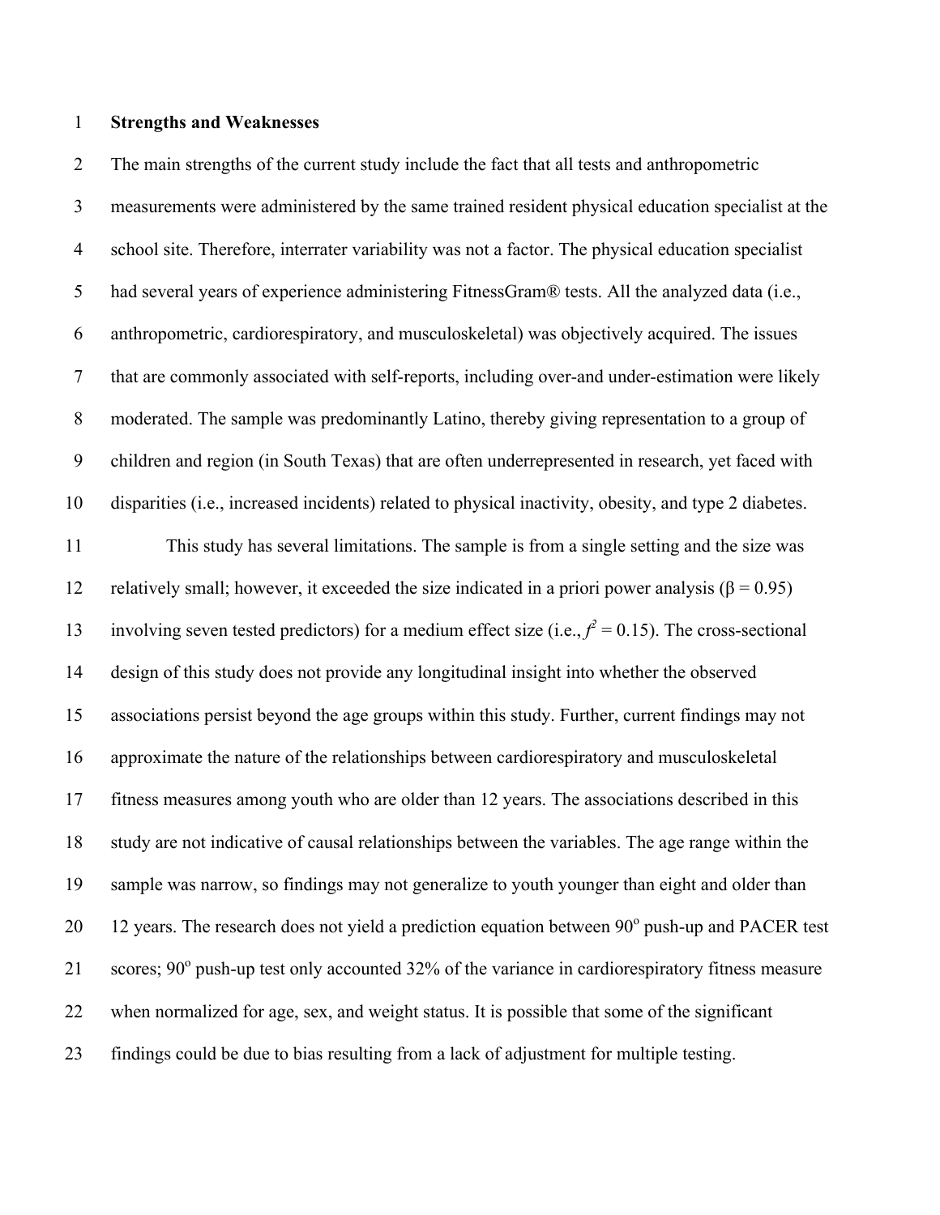**Strengths and Weaknesses**

The main strengths of the current study include the fact that all tests and anthropometric measurements were administered by the same trained resident physical education specialist at the school site. Therefore, interrater variability was not a factor. The physical education specialist had several years of experience administering FitnessGram® tests. All the analyzed data (i.e., anthropometric, cardiorespiratory, and musculoskeletal) was objectively acquired. The issues that are commonly associated with self-reports, including over-and under-estimation were likely moderated. The sample was predominantly Latino, thereby giving representation to a group of children and region (in South Texas) that are often underrepresented in research, yet faced with disparities (i.e., increased incidents) related to physical inactivity, obesity, and type 2 diabetes.

This study has several limitations. The sample is from a single setting and the size was relatively small; however, it exceeded the size indicated in a priori power analysis ($\beta = 0.95$) involving seven tested predictors) for a medium effect size (i.e., $f^2 = 0.15$). The cross-sectional design of this study does not provide any longitudinal insight into whether the observed associations persist beyond the age groups within this study. Further, current findings may not approximate the nature of the relationships between cardiorespiratory and musculoskeletal fitness measures among youth who are older than 12 years. The associations described in this study are not indicative of causal relationships between the variables. The age range within the sample was narrow, so findings may not generalize to youth younger than eight and older than 12 years. The research does not yield a prediction equation between 90$^{o}$ push-up and PACER test scores; 90$^{o}$ push-up test only accounted 32% of the variance in cardiorespiratory fitness measure when normalized for age, sex, and weight status. It is possible that some of the significant findings could be due to bias resulting from a lack of adjustment for multiple testing.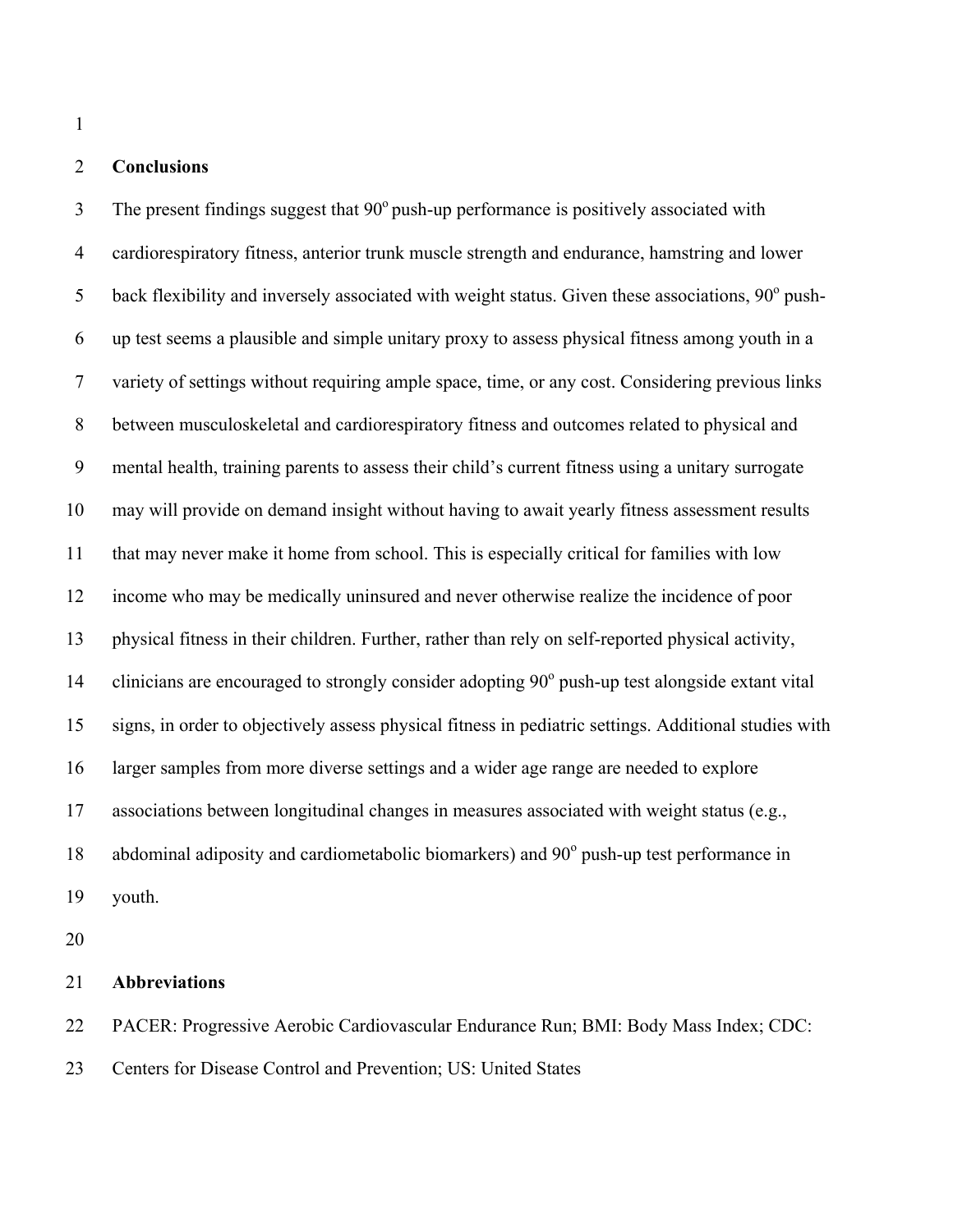## Conclusions

The present findings suggest that 90$^{o}$ push-up performance is positively associated with cardiorespiratory fitness, anterior trunk muscle strength and endurance, hamstring and lower back flexibility and inversely associated with weight status. Given these associations, 90$^{o}$ push-up test seems a plausible and simple unitary proxy to assess physical fitness among youth in a variety of settings without requiring ample space, time, or any cost. Considering previous links between musculoskeletal and cardiorespiratory fitness and outcomes related to physical and mental health, training parents to assess their child's current fitness using a unitary surrogate may will provide on demand insight without having to await yearly fitness assessment results that may never make it home from school. This is especially critical for families with low income who may be medically uninsured and never otherwise realize the incidence of poor physical fitness in their children. Further, rather than rely on self-reported physical activity, clinicians are encouraged to strongly consider adopting 90$^{o}$ push-up test alongside extant vital signs, in order to objectively assess physical fitness in pediatric settings. Additional studies with larger samples from more diverse settings and a wider age range are needed to explore associations between longitudinal changes in measures associated with weight status (e.g., abdominal adiposity and cardiometabolic biomarkers) and 90$^{o}$ push-up test performance in youth.

## Abbreviations

PACER: Progressive Aerobic Cardiovascular Endurance Run; BMI: Body Mass Index; CDC: Centers for Disease Control and Prevention; US: United States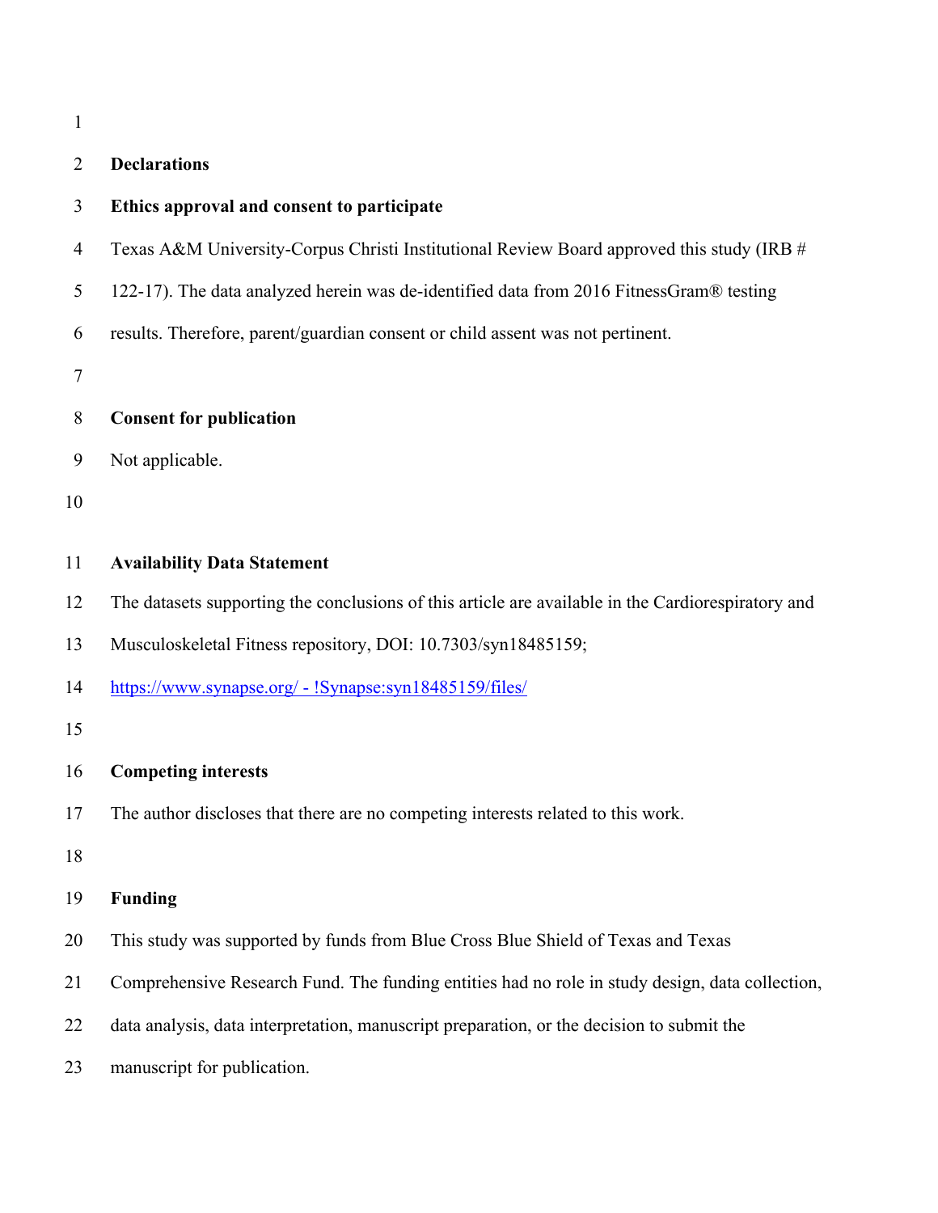## Declarations

### Ethics approval and consent to participate

Texas A&M University-Corpus Christi Institutional Review Board approved this study (IRB # 122-17). The data analyzed herein was de-identified data from 2016 FitnessGram® testing results. Therefore, parent/guardian consent or child assent was not pertinent.

### Consent for publication

Not applicable.

### Availability Data Statement

The datasets supporting the conclusions of this article are available in the Cardiorespiratory and Musculoskeletal Fitness repository, DOI: 10.7303/syn18485159; https://www.synapse.org/ - !Synapse:syn18485159/files/

### Competing interests

The author discloses that there are no competing interests related to this work.

### Funding

This study was supported by funds from Blue Cross Blue Shield of Texas and Texas Comprehensive Research Fund. The funding entities had no role in study design, data collection, data analysis, data interpretation, manuscript preparation, or the decision to submit the manuscript for publication.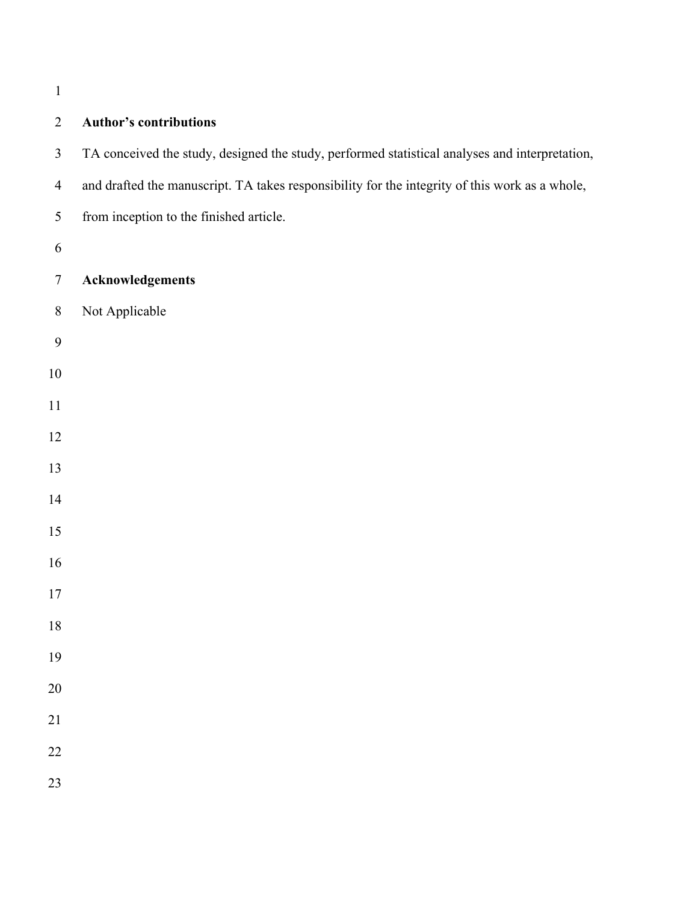**Author’s contributions**

TA conceived the study, designed the study, performed statistical analyses and interpretation, and drafted the manuscript. TA takes responsibility for the integrity of this work as a whole, from inception to the finished article.

**Acknowledgements**

Not Applicable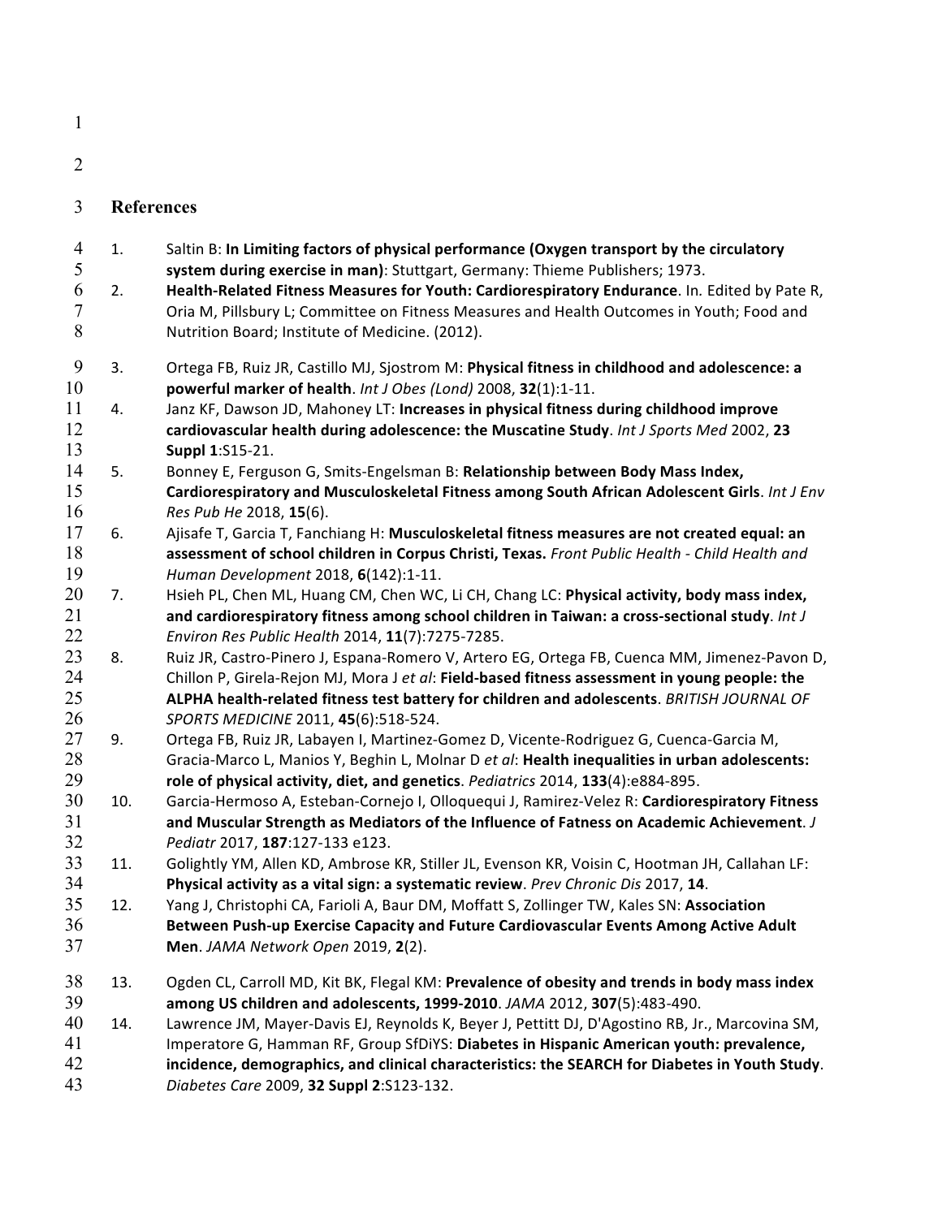## References

1. Saltin B: **In Limiting factors of physical performance (Oxygen transport by the circulatory system during exercise in man)**: Stuttgart, Germany: Thieme Publishers; 1973.
2. **Health-Related Fitness Measures for Youth: Cardiorespiratory Endurance**. In. Edited by Pate R, Oria M, Pillsbury L; Committee on Fitness Measures and Health Outcomes in Youth; Food and Nutrition Board; Institute of Medicine. (2012).
3. Ortega FB, Ruiz JR, Castillo MJ, Sjostrom M: **Physical fitness in childhood and adolescence: a powerful marker of health**. *Int J Obes (Lond)* 2008, **32**(1):1-11.
4. Janz KF, Dawson JD, Mahoney LT: **Increases in physical fitness during childhood improve cardiovascular health during adolescence: the Muscatine Study**. *Int J Sports Med* 2002, **23 Suppl 1**:S15-21.
5. Bonney E, Ferguson G, Smits-Engelsman B: **Relationship between Body Mass Index, Cardiorespiratory and Musculoskeletal Fitness among South African Adolescent Girls**. *Int J Env Res Pub He* 2018, **15**(6).
6. Ajisafe T, Garcia T, Fanchiang H: **Musculoskeletal fitness measures are not created equal: an assessment of school children in Corpus Christi, Texas.** *Front Public Health - Child Health and Human Development* 2018, **6**(142):1-11.
7. Hsieh PL, Chen ML, Huang CM, Chen WC, Li CH, Chang LC: **Physical activity, body mass index, and cardiorespiratory fitness among school children in Taiwan: a cross-sectional study**. *Int J Environ Res Public Health* 2014, **11**(7):7275-7285.
8. Ruiz JR, Castro-Pinero J, Espana-Romero V, Artero EG, Ortega FB, Cuenca MM, Jimenez-Pavon D, Chillon P, Girela-Rejon MJ, Mora J *et al*: **Field-based fitness assessment in young people: the ALPHA health-related fitness test battery for children and adolescents**. *BRITISH JOURNAL OF SPORTS MEDICINE* 2011, **45**(6):518-524.
9. Ortega FB, Ruiz JR, Labayen I, Martinez-Gomez D, Vicente-Rodriguez G, Cuenca-Garcia M, Gracia-Marco L, Manios Y, Beghin L, Molnar D *et al*: **Health inequalities in urban adolescents: role of physical activity, diet, and genetics**. *Pediatrics* 2014, **133**(4):e884-895.
10. Garcia-Hermoso A, Esteban-Cornejo I, Olloquequi J, Ramirez-Velez R: **Cardiorespiratory Fitness and Muscular Strength as Mediators of the Influence of Fatness on Academic Achievement**. *J Pediatr* 2017, **187**:127-133 e123.
11. Golightly YM, Allen KD, Ambrose KR, Stiller JL, Evenson KR, Voisin C, Hootman JH, Callahan LF: **Physical activity as a vital sign: a systematic review**. *Prev Chronic Dis* 2017, **14**.
12. Yang J, Christophi CA, Farioli A, Baur DM, Moffatt S, Zollinger TW, Kales SN: **Association Between Push-up Exercise Capacity and Future Cardiovascular Events Among Active Adult Men**. *JAMA Network Open* 2019, **2**(2).
13. Ogden CL, Carroll MD, Kit BK, Flegal KM: **Prevalence of obesity and trends in body mass index among US children and adolescents, 1999-2010**. *JAMA* 2012, **307**(5):483-490.
14. Lawrence JM, Mayer-Davis EJ, Reynolds K, Beyer J, Pettitt DJ, D'Agostino RB, Jr., Marcovina SM, Imperatore G, Hamman RF, Group SfDiYS: **Diabetes in Hispanic American youth: prevalence, incidence, demographics, and clinical characteristics: the SEARCH for Diabetes in Youth Study**. *Diabetes Care* 2009, **32 Suppl 2**:S123-132.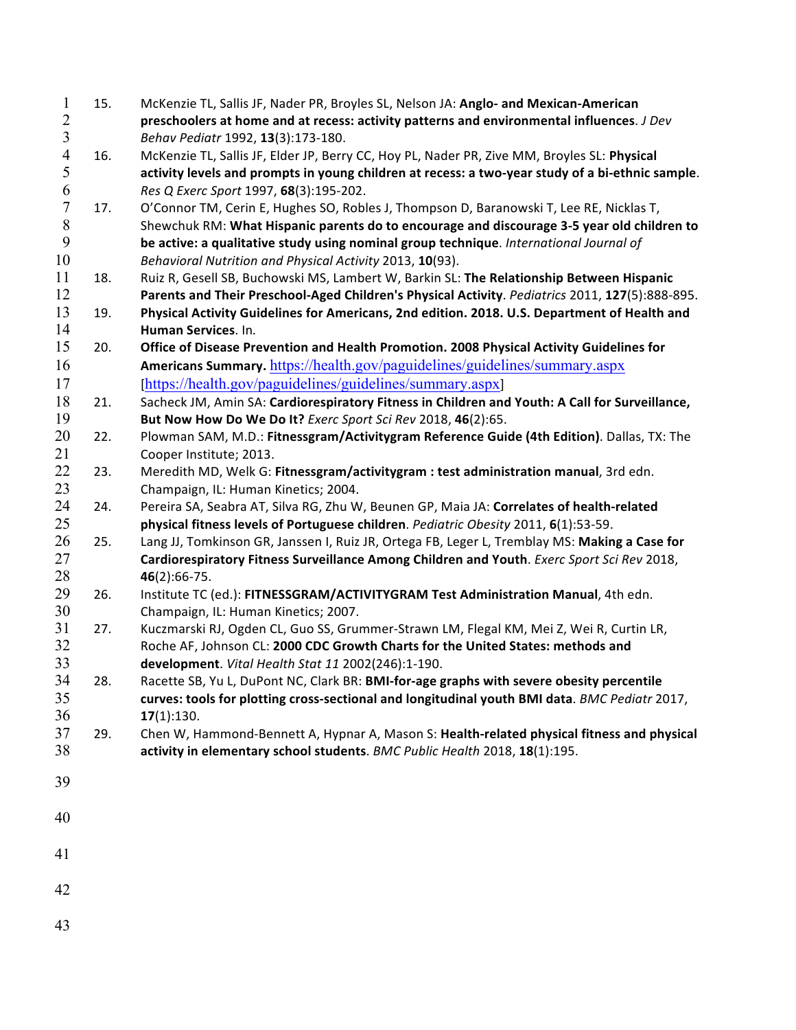15. McKenzie TL, Sallis JF, Nader PR, Broyles SL, Nelson JA: **Anglo- and Mexican-American preschoolers at home and at recess: activity patterns and environmental influences**. *J Dev Behav Pediatr* 1992, **13**(3):173-180.
16. McKenzie TL, Sallis JF, Elder JP, Berry CC, Hoy PL, Nader PR, Zive MM, Broyles SL: **Physical activity levels and prompts in young children at recess: a two-year study of a bi-ethnic sample**. *Res Q Exerc Sport* 1997, **68**(3):195-202.
17. O'Connor TM, Cerin E, Hughes SO, Robles J, Thompson D, Baranowski T, Lee RE, Nicklas T, Shewchuk RM: **What Hispanic parents do to encourage and discourage 3-5 year old children to be active: a qualitative study using nominal group technique**. *International Journal of Behavioral Nutrition and Physical Activity* 2013, **10**(93).
18. Ruiz R, Gesell SB, Buchowski MS, Lambert W, Barkin SL: **The Relationship Between Hispanic Parents and Their Preschool-Aged Children's Physical Activity**. *Pediatrics* 2011, **127**(5):888-895.
19. **Physical Activity Guidelines for Americans, 2nd edition. 2018. U.S. Department of Health and Human Services**. In.
20. **Office of Disease Prevention and Health Promotion. 2008 Physical Activity Guidelines for Americans Summary.** https://health.gov/paguidelines/guidelines/summary.aspx [https://health.gov/paguidelines/guidelines/summary.aspx]
21. Sacheck JM, Amin SA: **Cardiorespiratory Fitness in Children and Youth: A Call for Surveillance, But Now How Do We Do It?** *Exerc Sport Sci Rev* 2018, **46**(2):65.
22. Plowman SAM, M.D.: **Fitnessgram/Activitygram Reference Guide (4th Edition)**. Dallas, TX: The Cooper Institute; 2013.
23. Meredith MD, Welk G: **Fitnessgram/activitygram : test administration manual**, 3rd edn. Champaign, IL: Human Kinetics; 2004.
24. Pereira SA, Seabra AT, Silva RG, Zhu W, Beunen GP, Maia JA: **Correlates of health-related physical fitness levels of Portuguese children**. *Pediatric Obesity* 2011, **6**(1):53-59.
25. Lang JJ, Tomkinson GR, Janssen I, Ruiz JR, Ortega FB, Leger L, Tremblay MS: **Making a Case for Cardiorespiratory Fitness Surveillance Among Children and Youth**. *Exerc Sport Sci Rev* 2018, **46**(2):66-75.
26. Institute TC (ed.): **FITNESSGRAM/ACTIVITYGRAM Test Administration Manual**, 4th edn. Champaign, IL: Human Kinetics; 2007.
27. Kuczmarski RJ, Ogden CL, Guo SS, Grummer-Strawn LM, Flegal KM, Mei Z, Wei R, Curtin LR, Roche AF, Johnson CL: **2000 CDC Growth Charts for the United States: methods and development**. *Vital Health Stat 11* 2002(246):1-190.
28. Racette SB, Yu L, DuPont NC, Clark BR: **BMI-for-age graphs with severe obesity percentile curves: tools for plotting cross-sectional and longitudinal youth BMI data**. *BMC Pediatr* 2017, **17**(1):130.
29. Chen W, Hammond-Bennett A, Hypnar A, Mason S: **Health-related physical fitness and physical activity in elementary school students**. *BMC Public Health* 2018, **18**(1):195.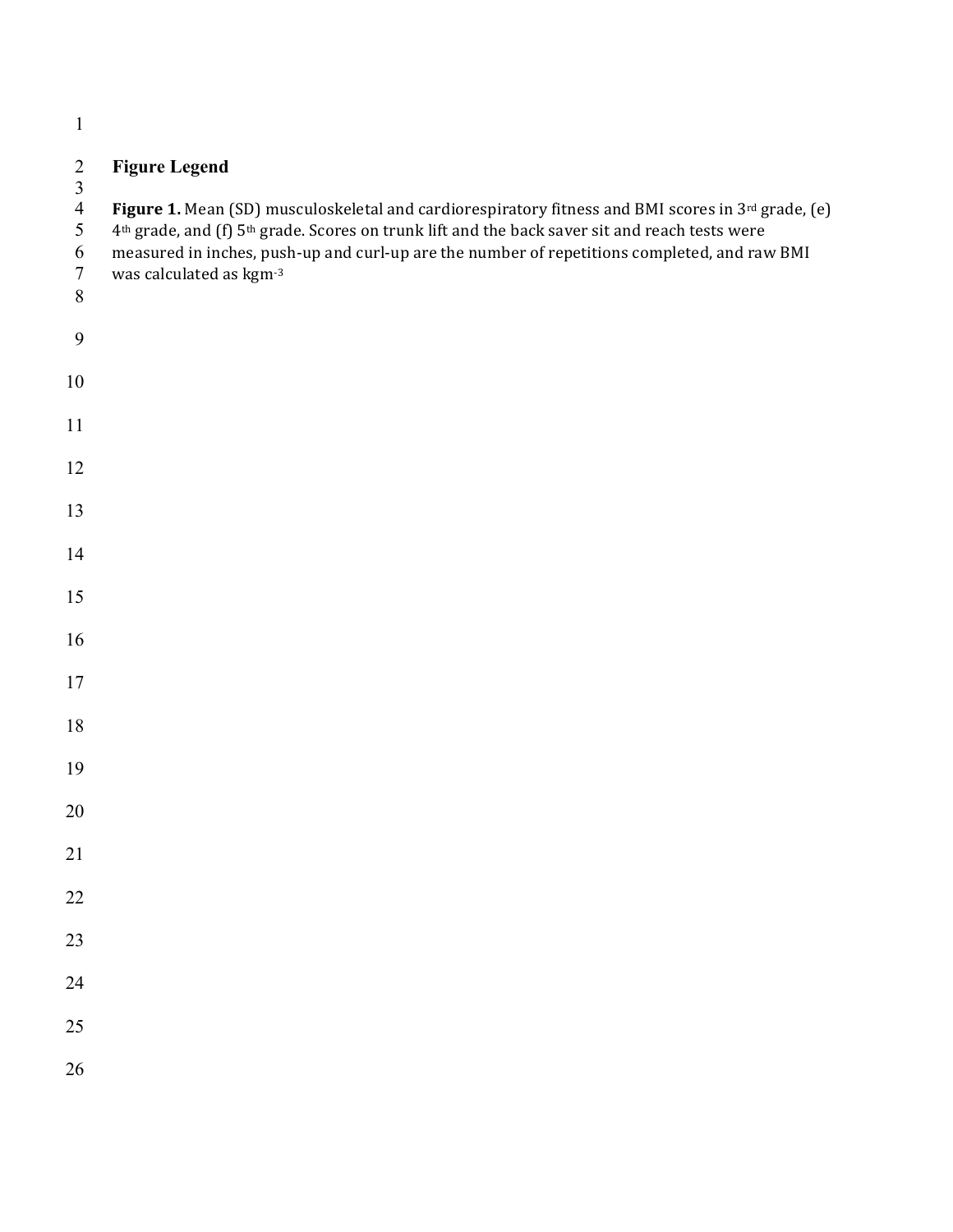## Figure Legend

**Figure 1.** Mean (SD) musculoskeletal and cardiorespiratory fitness and BMI scores in 3rd grade, (e) 4th grade, and (f) 5th grade. Scores on trunk lift and the back saver sit and reach tests were measured in inches, push-up and curl-up are the number of repetitions completed, and raw BMI was calculated as $kgm^{-3}$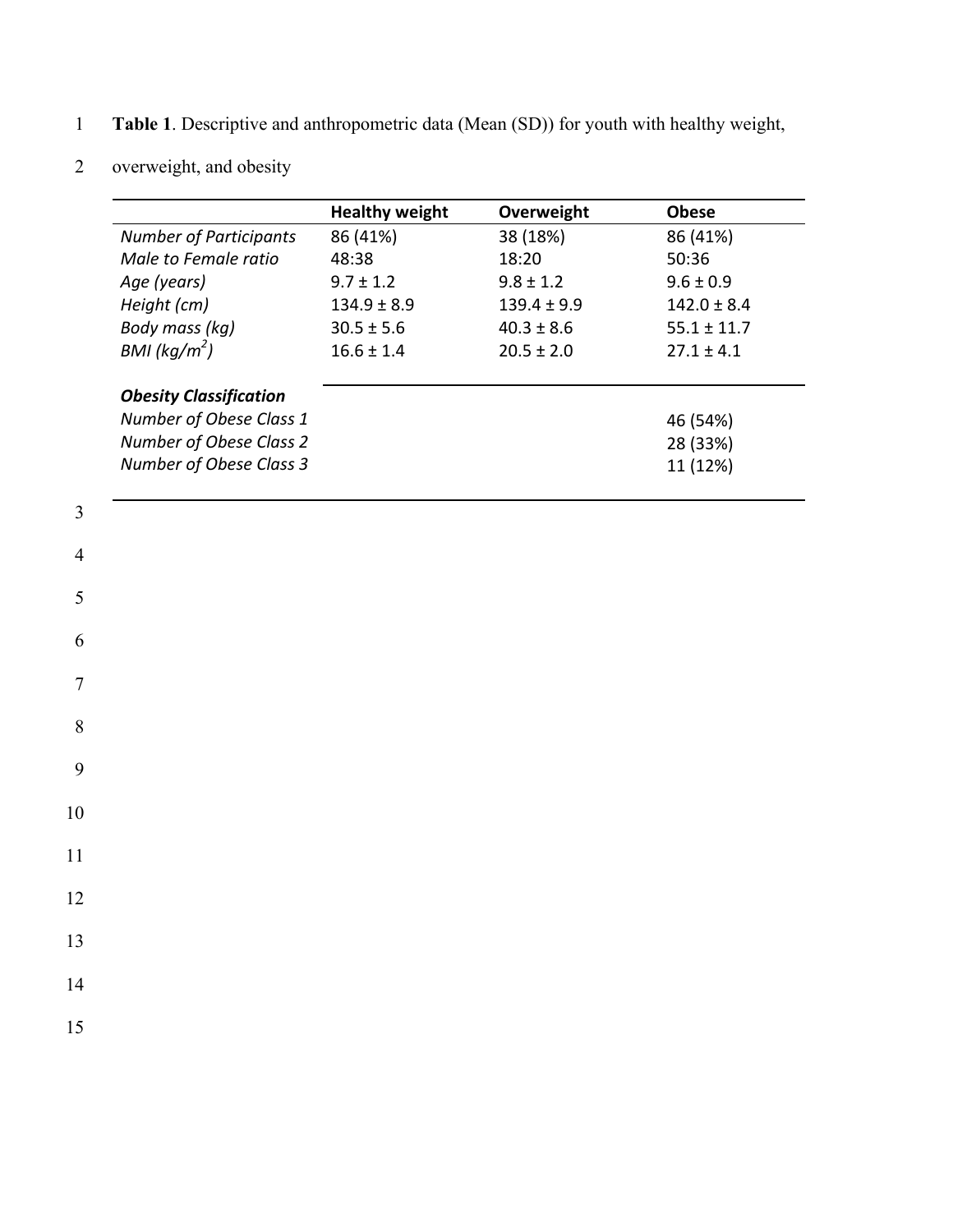**Table 1**. Descriptive and anthropometric data (Mean (SD)) for youth with healthy weight, overweight, and obesity

| | **Healthy weight** | **Overweight** | **Obese** |
|---|---|---|---|
| *Number of Participants* | 86 (41%) | 38 (18%) | 86 (41%) |
| *Male to Female ratio* | 48:38 | 18:20 | 50:36 |
| *Age (years)* | 9.7 ± 1.2 | 9.8 ± 1.2 | 9.6 ± 0.9 |
| *Height (cm)* | 134.9 ± 8.9 | 139.4 ± 9.9 | 142.0 ± 8.4 |
| *Body mass (kg)* | 30.5 ± 5.6 | 40.3 ± 8.6 | 55.1 ± 11.7 |
| *BMI ($kg/m^2$)* | 16.6 ± 1.4 | 20.5 ± 2.0 | 27.1 ± 4.1 |
| ***Obesity Classification*** | | | |
| *Number of Obese Class 1* | | | 46 (54%) |
| *Number of Obese Class 2* | | | 28 (33%) |
| *Number of Obese Class 3* | | | 11 (12%) |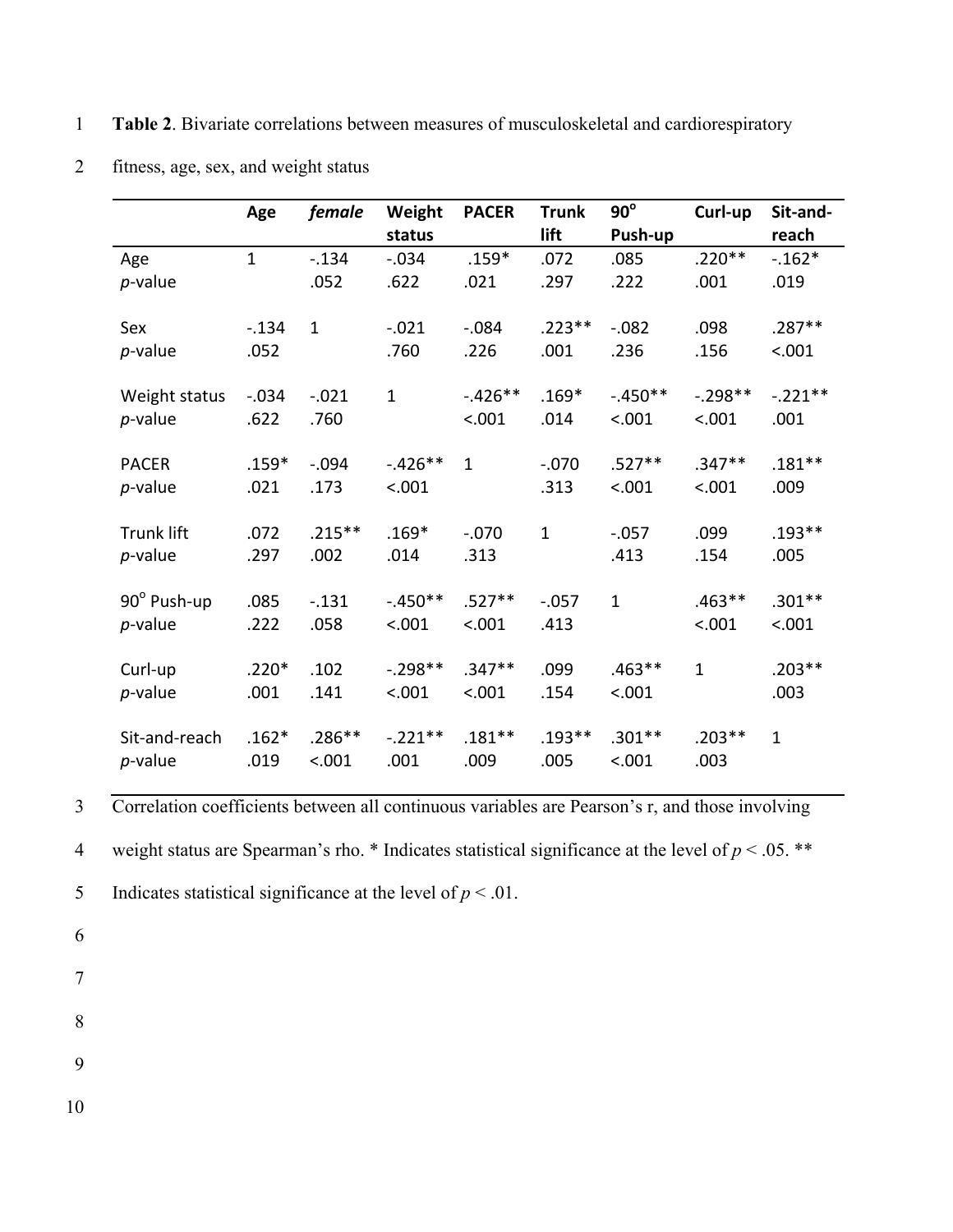**Table 2**. Bivariate correlations between measures of musculoskeletal and cardiorespiratory fitness, age, sex, and weight status

| | Age | *female* | Weight status | PACER | Trunk lift | 90° Push-up | Curl-up | Sit-and-reach |
|---|---|---|---|---|---|---|---|---|
| Age | 1 | -.134 | -.034 | .159* | .072 | .085 | .220** | -.162* |
| *p*-value | | .052 | .622 | .021 | .297 | .222 | .001 | .019 |
| Sex | -.134 | 1 | -.021 | -.084 | .223** | -.082 | .098 | .287** |
| *p*-value | .052 | | .760 | .226 | .001 | .236 | .156 | <.001 |
| Weight status | -.034 | -.021 | 1 | -.426** | .169* | -.450** | -.298** | -.221** |
| *p*-value | .622 | .760 | | <.001 | .014 | <.001 | <.001 | .001 |
| PACER | .159* | -.094 | -.426** | 1 | -.070 | .527** | .347** | .181** |
| *p*-value | .021 | .173 | <.001 | | .313 | <.001 | <.001 | .009 |
| Trunk lift | .072 | .215** | .169* | -.070 | 1 | -.057 | .099 | .193** |
| *p*-value | .297 | .002 | .014 | .313 | | .413 | .154 | .005 |
| 90° Push-up | .085 | -.131 | -.450** | .527** | -.057 | 1 | .463** | .301** |
| *p*-value | .222 | .058 | <.001 | <.001 | .413 | | <.001 | <.001 |
| Curl-up | .220* | .102 | -.298** | .347** | .099 | .463** | 1 | .203** |
| *p*-value | .001 | .141 | <.001 | <.001 | .154 | <.001 | | .003 |
| Sit-and-reach | .162* | .286** | -.221** | .181** | .193** | .301** | .203** | 1 |
| *p*-value | .019 | <.001 | .001 | .009 | .005 | <.001 | .003 | |

Correlation coefficients between all continuous variables are Pearson's r, and those involving weight status are Spearman's rho. * Indicates statistical significance at the level of $p < .05$. ** Indicates statistical significance at the level of $p < .01$.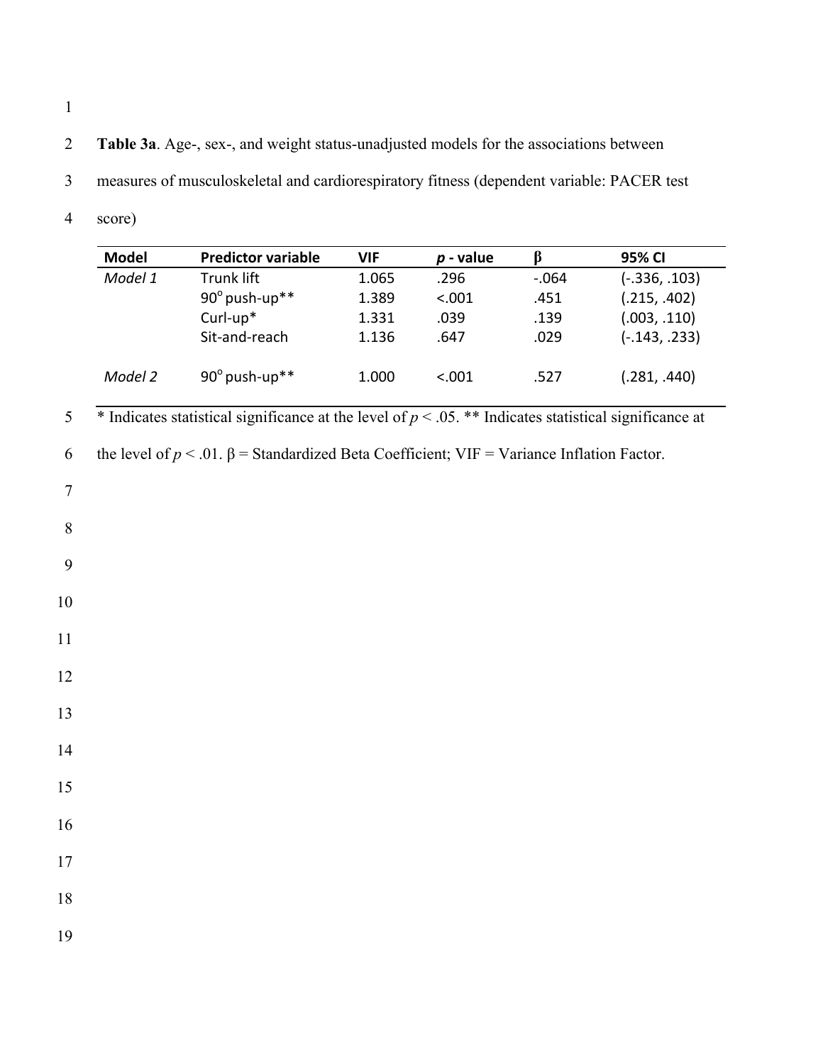**Table 3a**. Age-, sex-, and weight status-unadjusted models for the associations between measures of musculoskeletal and cardiorespiratory fitness (dependent variable: PACER test score)

| Model | Predictor variable | VIF | *p* - value | β | 95% CI |
|---|---|---|---|---|---|
| *Model 1* | Trunk lift | 1.065 | .296 | -.064 | (-.336, .103) |
| | 90° push-up** | 1.389 | <.001 | .451 | (.215, .402) |
| | Curl-up* | 1.331 | .039 | .139 | (.003, .110) |
| | Sit-and-reach | 1.136 | .647 | .029 | (-.143, .233) |
| *Model 2* | 90° push-up** | 1.000 | <.001 | .527 | (.281, .440) |

* Indicates statistical significance at the level of $p < .05$. ** Indicates statistical significance at the level of $p < .01$. β = Standardized Beta Coefficient; VIF = Variance Inflation Factor.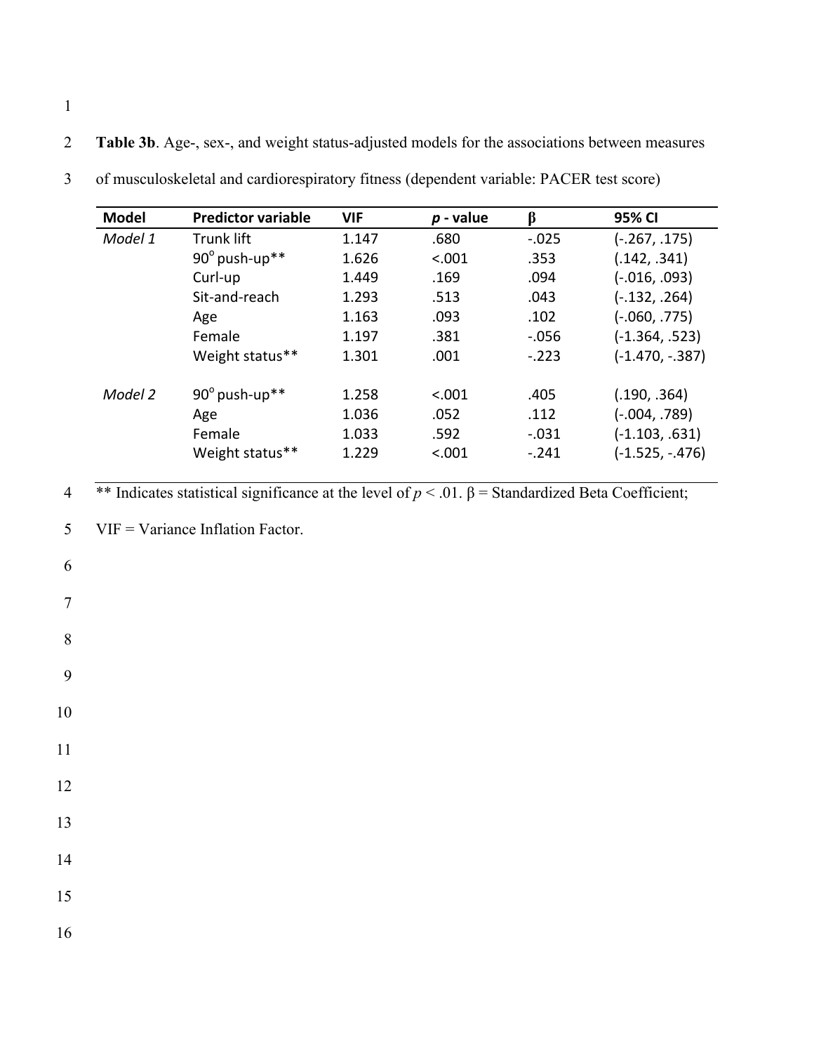**Table 3b**. Age-, sex-, and weight status-adjusted models for the associations between measures of musculoskeletal and cardiorespiratory fitness (dependent variable: PACER test score)

| **Model** | **Predictor variable** | **VIF** | ***p* - value** | **β** | **95% CI** |
|---|---|---|---|---|---|
| *Model 1* | Trunk lift | 1.147 | .680 | -.025 | (-.267, .175) |
| | 90° push-up** | 1.626 | <.001 | .353 | (.142, .341) |
| | Curl-up | 1.449 | .169 | .094 | (-.016, .093) |
| | Sit-and-reach | 1.293 | .513 | .043 | (-.132, .264) |
| | Age | 1.163 | .093 | .102 | (-.060, .775) |
| | Female | 1.197 | .381 | -.056 | (-1.364, .523) |
| | Weight status** | 1.301 | .001 | -.223 | (-1.470, -.387) |
| *Model 2* | 90° push-up** | 1.258 | <.001 | .405 | (.190, .364) |
| | Age | 1.036 | .052 | .112 | (-.004, .789) |
| | Female | 1.033 | .592 | -.031 | (-1.103, .631) |
| | Weight status** | 1.229 | <.001 | -.241 | (-1.525, -.476) |

** Indicates statistical significance at the level of $p < .01$. β = Standardized Beta Coefficient; VIF = Variance Inflation Factor.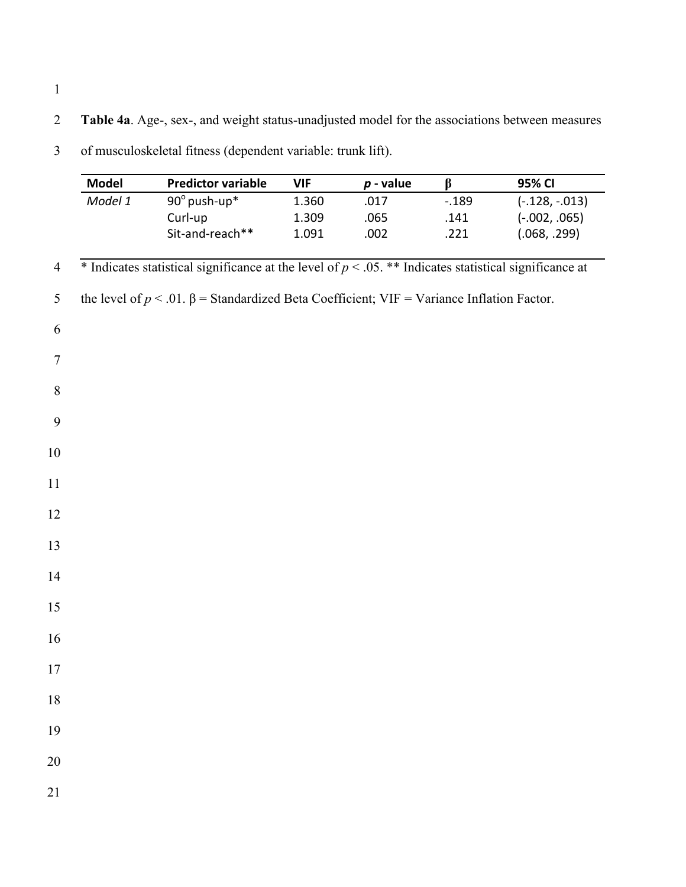**Table 4a**. Age-, sex-, and weight status-unadjusted model for the associations between measures of musculoskeletal fitness (dependent variable: trunk lift).

| Model | Predictor variable | VIF | *p* - value | β | 95% CI |
|---|---|---|---|---|---|
| *Model 1* | 90° push-up* | 1.360 | .017 | -.189 | (-.128, -.013) |
| | Curl-up | 1.309 | .065 | .141 | (-.002, .065) |
| | Sit-and-reach** | 1.091 | .002 | .221 | (.068, .299) |

* Indicates statistical significance at the level of $p < .05$. ** Indicates statistical significance at the level of $p < .01$. β = Standardized Beta Coefficient; VIF = Variance Inflation Factor.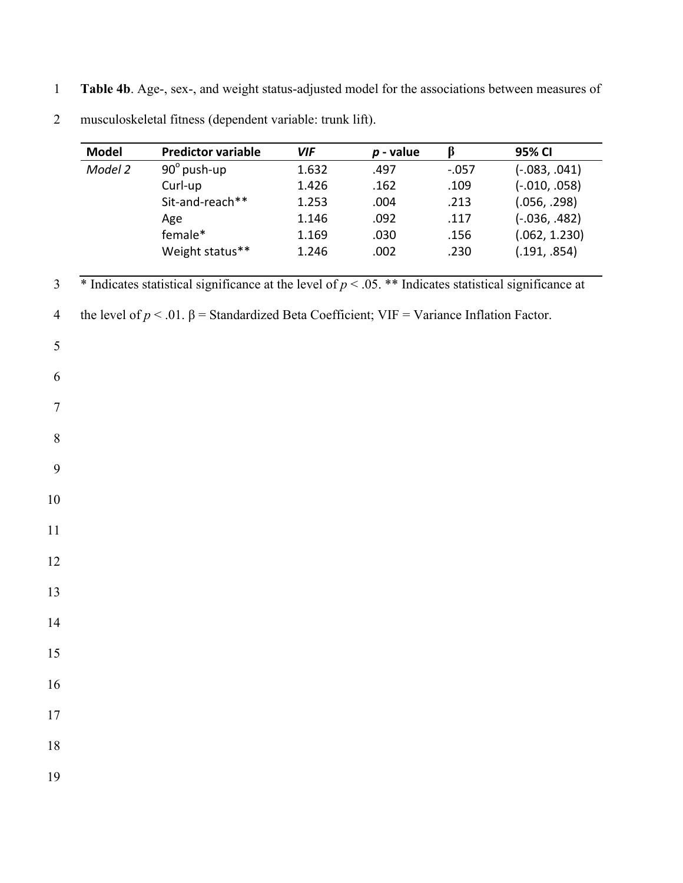**Table 4b**. Age-, sex-, and weight status-adjusted model for the associations between measures of musculoskeletal fitness (dependent variable: trunk lift).

| Model | Predictor variable | *VIF* | *p* - value | β | 95% CI |
|---|---|---|---|---|---|
| *Model 2* | 90° push-up | 1.632 | .497 | -.057 | (-.083, .041) |
| | Curl-up | 1.426 | .162 | .109 | (-.010, .058) |
| | Sit-and-reach** | 1.253 | .004 | .213 | (.056, .298) |
| | Age | 1.146 | .092 | .117 | (-.036, .482) |
| | female* | 1.169 | .030 | .156 | (.062, 1.230) |
| | Weight status** | 1.246 | .002 | .230 | (.191, .854) |

* Indicates statistical significance at the level of $p < .05$. ** Indicates statistical significance at the level of $p < .01$. β = Standardized Beta Coefficient; VIF = Variance Inflation Factor.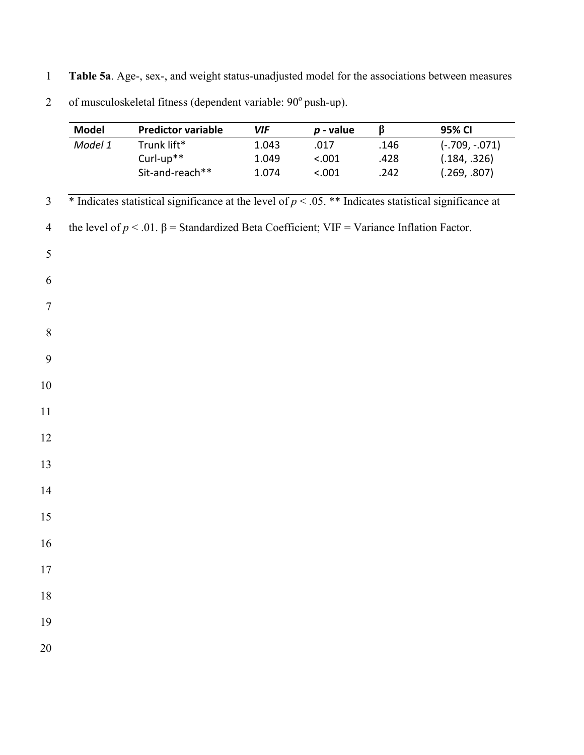**Table 5a**. Age-, sex-, and weight status-unadjusted model for the associations between measures of musculoskeletal fitness (dependent variable: 90$^{o}$ push-up).

| **Model** | **Predictor variable** | ***VIF*** | ***p* - value** | **β** | **95% CI** |
|---|---|---|---|---|---|
| *Model 1* | Trunk lift* | 1.043 | .017 | .146 | (-.709, -.071) |
| | Curl-up** | 1.049 | <.001 | .428 | (.184, .326) |
| | Sit-and-reach** | 1.074 | <.001 | .242 | (.269, .807) |

* Indicates statistical significance at the level of $p < .05$. ** Indicates statistical significance at the level of $p < .01$. β = Standardized Beta Coefficient; VIF = Variance Inflation Factor.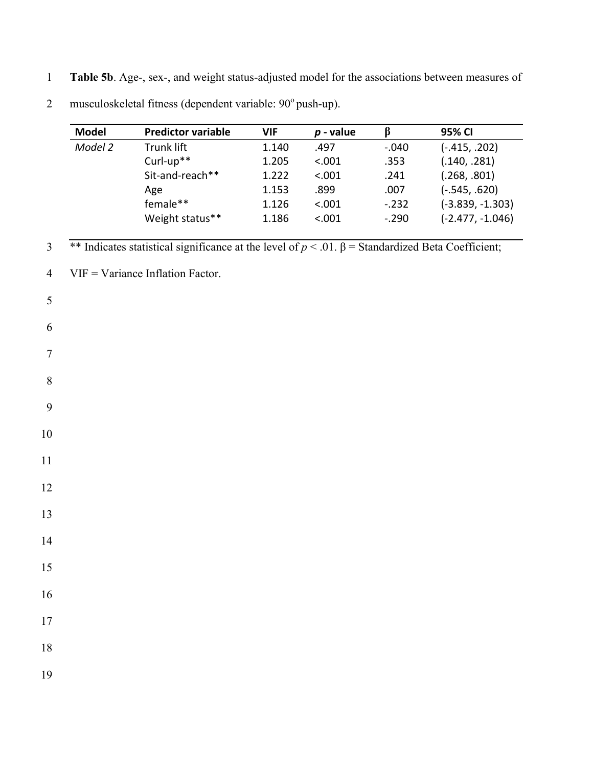**Table 5b**. Age-, sex-, and weight status-adjusted model for the associations between measures of musculoskeletal fitness (dependent variable: 90° push-up).

| Model | Predictor variable | VIF | *p* - value | β | 95% CI |
|---|---|---|---|---|---|
| *Model 2* | Trunk lift | 1.140 | .497 | -.040 | (-.415, .202) |
| | Curl-up** | 1.205 | <.001 | .353 | (.140, .281) |
| | Sit-and-reach** | 1.222 | <.001 | .241 | (.268, .801) |
| | Age | 1.153 | .899 | .007 | (-.545, .620) |
| | female** | 1.126 | <.001 | -.232 | (-3.839, -1.303) |
| | Weight status** | 1.186 | <.001 | -.290 | (-2.477, -1.046) |

** Indicates statistical significance at the level of $p < .01$. β = Standardized Beta Coefficient; VIF = Variance Inflation Factor.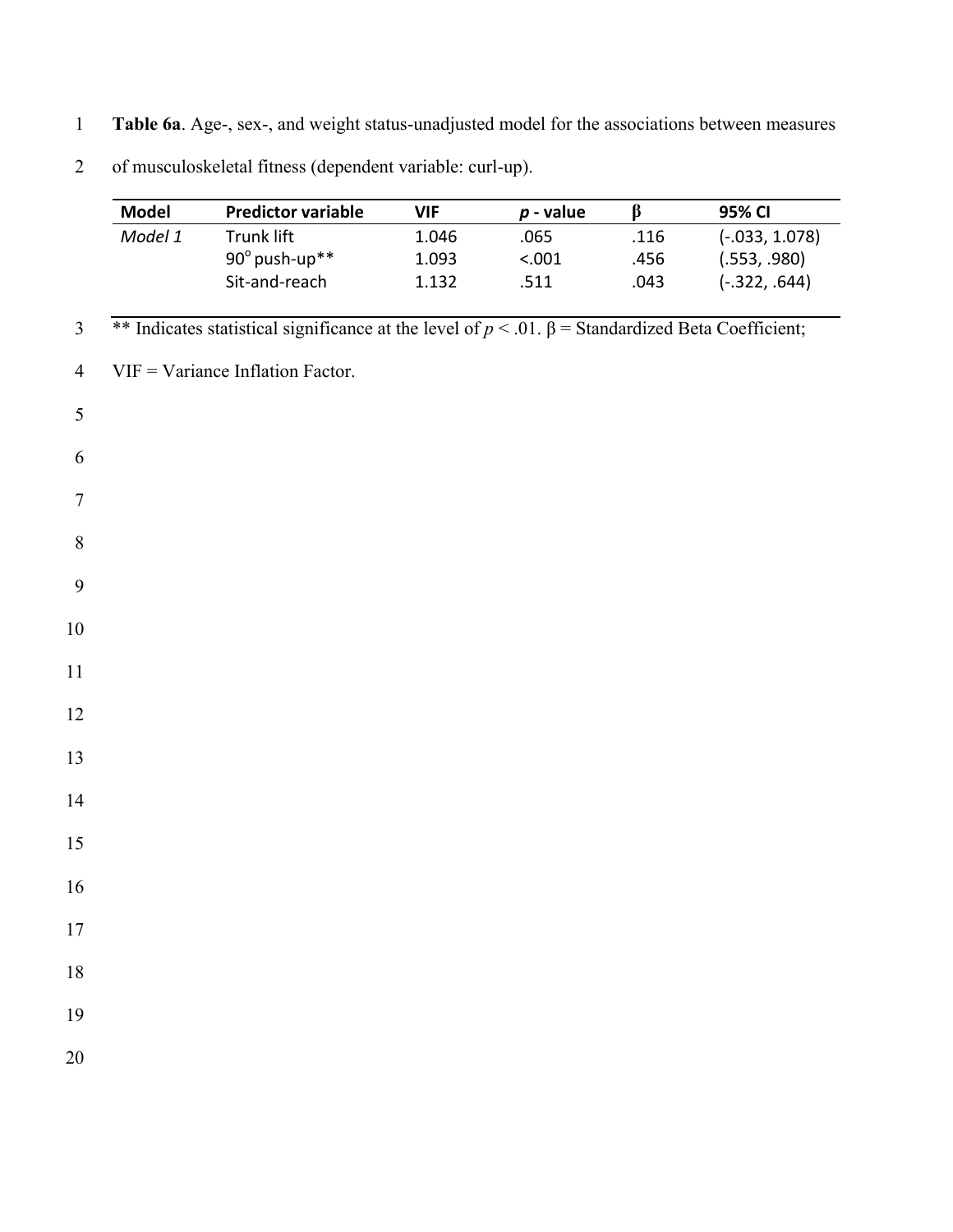**Table 6a**. Age-, sex-, and weight status-unadjusted model for the associations between measures of musculoskeletal fitness (dependent variable: curl-up).

| Model | Predictor variable | VIF | *p* - value | β | 95% CI |
|---|---|---|---|---|---|
| *Model 1* | Trunk lift | 1.046 | .065 | .116 | (-.033, 1.078) |
| | 90° push-up** | 1.093 | <.001 | .456 | (.553, .980) |
| | Sit-and-reach | 1.132 | .511 | .043 | (-.322, .644) |

** Indicates statistical significance at the level of $p < .01$. β = Standardized Beta Coefficient; VIF = Variance Inflation Factor.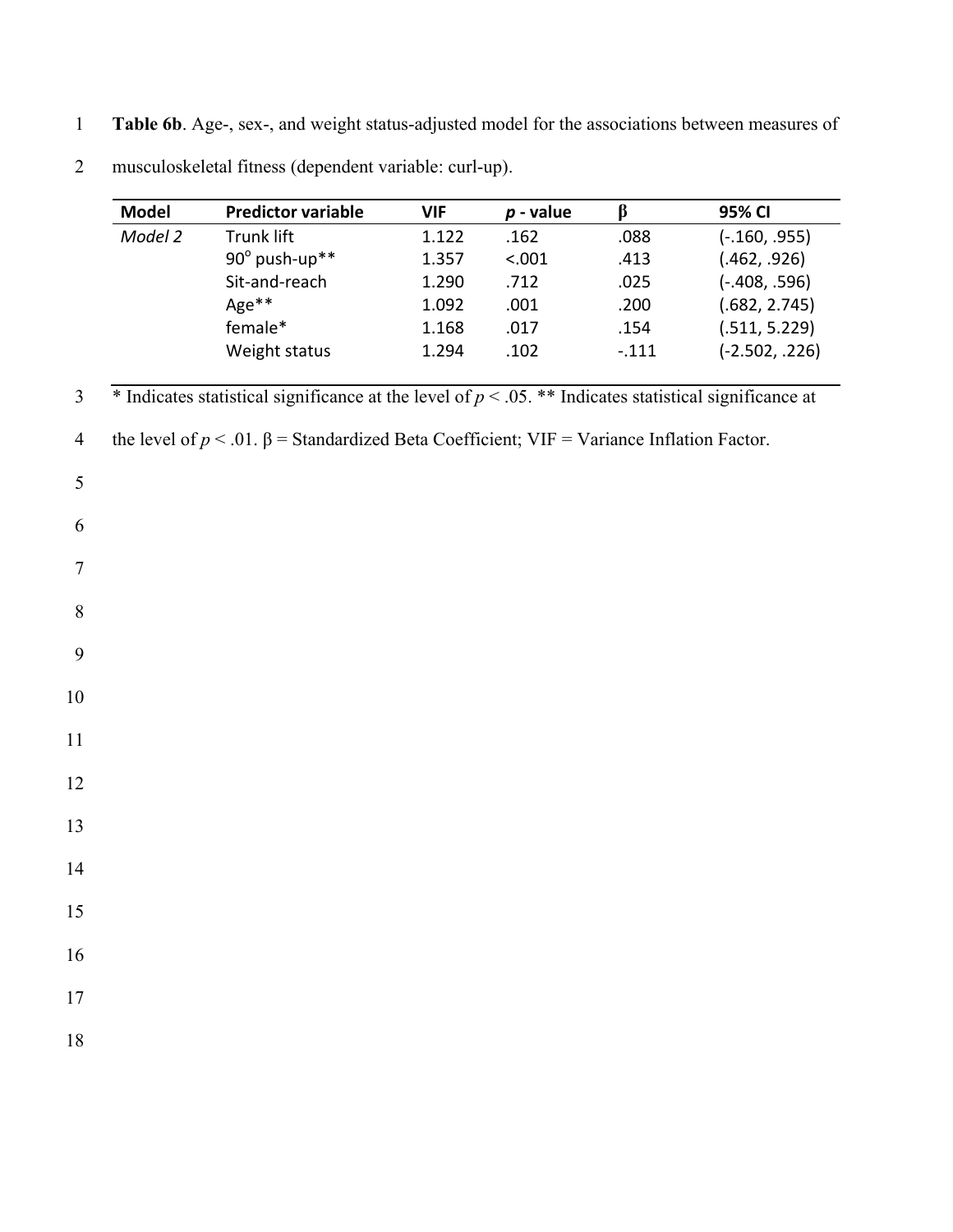**Table 6b**. Age-, sex-, and weight status-adjusted model for the associations between measures of musculoskeletal fitness (dependent variable: curl-up).

| Model | Predictor variable | VIF | *p* - value | β | 95% CI |
|---|---|---|---|---|---|
| *Model 2* | Trunk lift | 1.122 | .162 | .088 | (-.160, .955) |
| | 90$^{o}$ push-up** | 1.357 | <.001 | .413 | (.462, .926) |
| | Sit-and-reach | 1.290 | .712 | .025 | (-.408, .596) |
| | Age** | 1.092 | .001 | .200 | (.682, 2.745) |
| | female* | 1.168 | .017 | .154 | (.511, 5.229) |
| | Weight status | 1.294 | .102 | -.111 | (-2.502, .226) |

* Indicates statistical significance at the level of $p < .05$. ** Indicates statistical significance at the level of $p < .01$. β = Standardized Beta Coefficient; VIF = Variance Inflation Factor.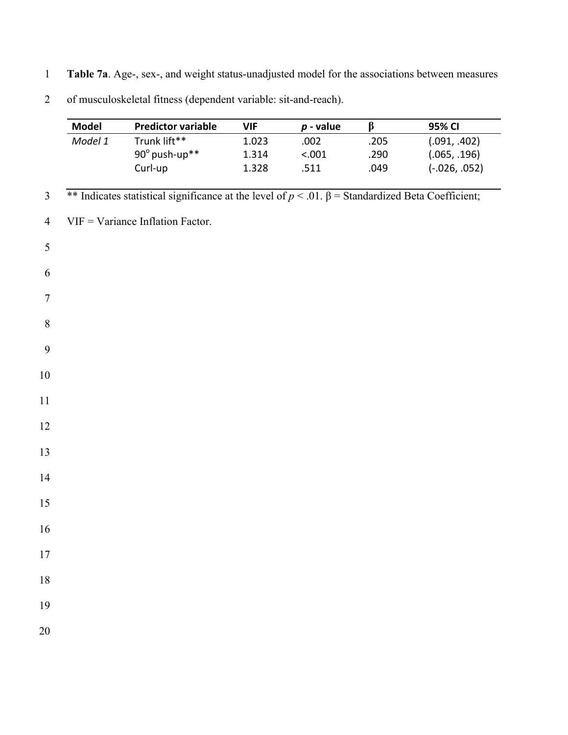**Table 7a**. Age-, sex-, and weight status-unadjusted model for the associations between measures of musculoskeletal fitness (dependent variable: sit-and-reach).

| Model | Predictor variable | VIF | *p* - value | β | 95% CI |
|---|---|---|---|---|---|
| *Model 1* | Trunk lift** | 1.023 | .002 | .205 | (.091, .402) |
| | 90° push-up** | 1.314 | <.001 | .290 | (.065, .196) |
| | Curl-up | 1.328 | .511 | .049 | (-.026, .052) |

** Indicates statistical significance at the level of $p < .01$. β = Standardized Beta Coefficient; VIF = Variance Inflation Factor.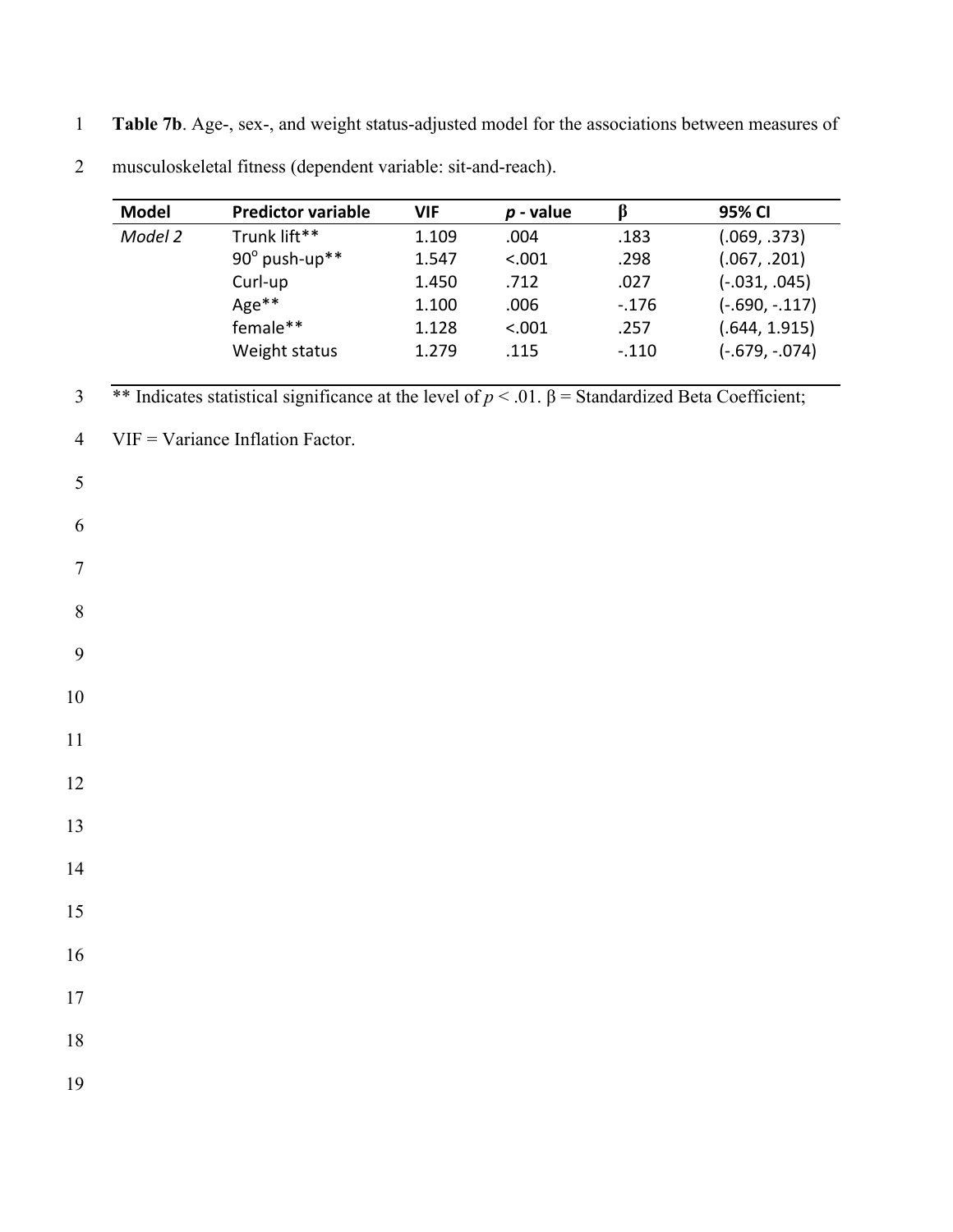**Table 7b**. Age-, sex-, and weight status-adjusted model for the associations between measures of musculoskeletal fitness (dependent variable: sit-and-reach).

| Model | Predictor variable | VIF | *p* - value | β | 95% CI |
|---|---|---|---|---|---|
| *Model 2* | Trunk lift** | 1.109 | .004 | .183 | (.069, .373) |
| | 90° push-up** | 1.547 | <.001 | .298 | (.067, .201) |
| | Curl-up | 1.450 | .712 | .027 | (-.031, .045) |
| | Age** | 1.100 | .006 | -.176 | (-.690, -.117) |
| | female** | 1.128 | <.001 | .257 | (.644, 1.915) |
| | Weight status | 1.279 | .115 | -.110 | (-.679, -.074) |

** Indicates statistical significance at the level of $p < .01$. β = Standardized Beta Coefficient; VIF = Variance Inflation Factor.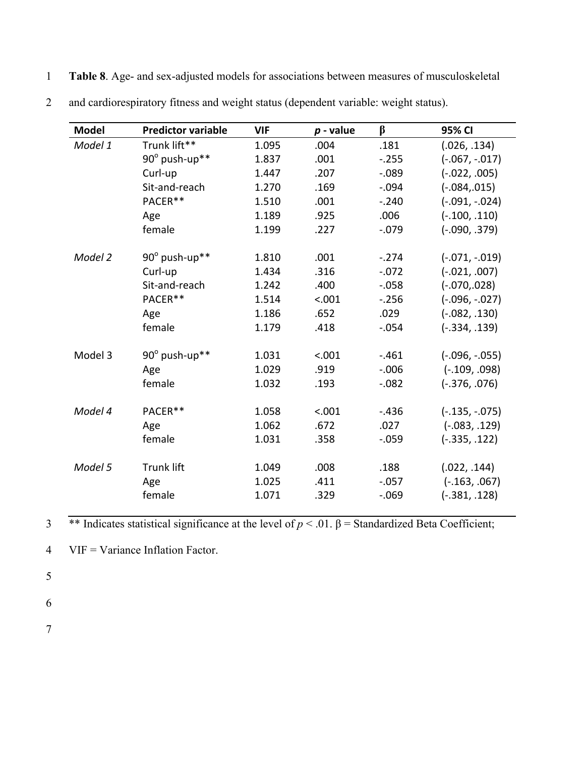**Table 8**. Age- and sex-adjusted models for associations between measures of musculoskeletal and cardiorespiratory fitness and weight status (dependent variable: weight status).

| Model | Predictor variable | VIF | *p* - value | β | 95% CI |
|---|---|---|---|---|---|
| *Model 1* | Trunk lift** | 1.095 | .004 | .181 | (.026, .134) |
| | 90° push-up** | 1.837 | .001 | -.255 | (-.067, -.017) |
| | Curl-up | 1.447 | .207 | -.089 | (-.022, .005) |
| | Sit-and-reach | 1.270 | .169 | -.094 | (-.084,.015) |
| | PACER** | 1.510 | .001 | -.240 | (-.091, -.024) |
| | Age | 1.189 | .925 | .006 | (-.100, .110) |
| | female | 1.199 | .227 | -.079 | (-.090, .379) |
| *Model 2* | 90° push-up** | 1.810 | .001 | -.274 | (-.071, -.019) |
| | Curl-up | 1.434 | .316 | -.072 | (-.021, .007) |
| | Sit-and-reach | 1.242 | .400 | -.058 | (-.070,.028) |
| | PACER** | 1.514 | <.001 | -.256 | (-.096, -.027) |
| | Age | 1.186 | .652 | .029 | (-.082, .130) |
| | female | 1.179 | .418 | -.054 | (-.334, .139) |
| Model 3 | 90° push-up** | 1.031 | <.001 | -.461 | (-.096, -.055) |
| | Age | 1.029 | .919 | -.006 | (-.109, .098) |
| | female | 1.032 | .193 | -.082 | (-.376, .076) |
| *Model 4* | PACER** | 1.058 | <.001 | -.436 | (-.135, -.075) |
| | Age | 1.062 | .672 | .027 | (-.083, .129) |
| | female | 1.031 | .358 | -.059 | (-.335, .122) |
| *Model 5* | Trunk lift | 1.049 | .008 | .188 | (.022, .144) |
| | Age | 1.025 | .411 | -.057 | (-.163, .067) |
| | female | 1.071 | .329 | -.069 | (-.381, .128) |

** Indicates statistical significance at the level of $p < .01$. β = Standardized Beta Coefficient; VIF = Variance Inflation Factor.